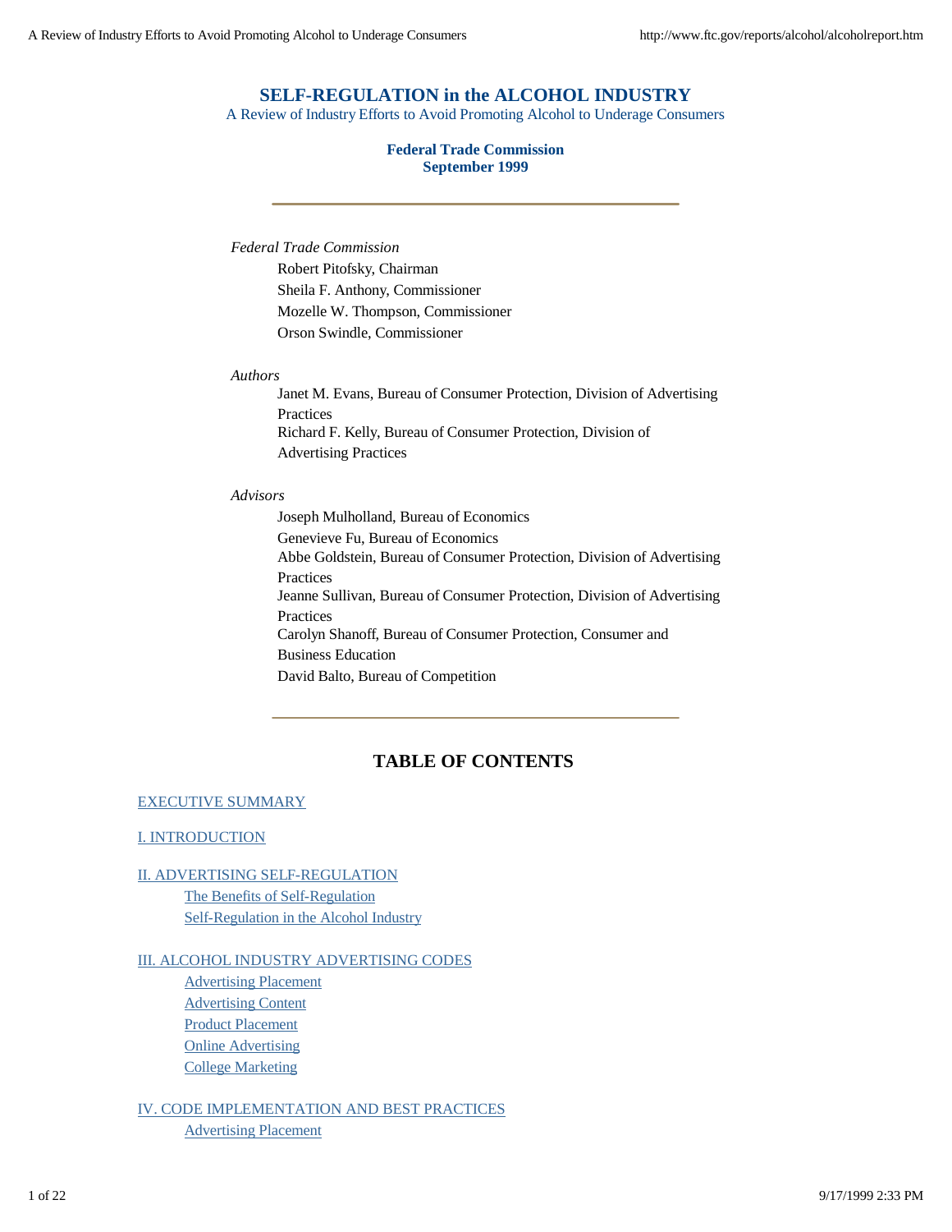# SELF-REGULATION in the ALCOHOL INDUSTRY

A Review of Industry Efforts to Avoid Promoting Alcohol to Underage Consumers

**Federal Trade Commission**
**September 1999**

---

*Federal Trade Commission*

Robert Pitofsky, Chairman
Sheila F. Anthony, Commissioner
Mozelle W. Thompson, Commissioner
Orson Swindle, Commissioner

*Authors*

Janet M. Evans, Bureau of Consumer Protection, Division of Advertising Practices
Richard F. Kelly, Bureau of Consumer Protection, Division of Advertising Practices

*Advisors*

Joseph Mulholland, Bureau of Economics
Genevieve Fu, Bureau of Economics
Abbe Goldstein, Bureau of Consumer Protection, Division of Advertising Practices
Jeanne Sullivan, Bureau of Consumer Protection, Division of Advertising Practices
Carolyn Shanoff, Bureau of Consumer Protection, Consumer and Business Education
David Balto, Bureau of Competition

---

## TABLE OF CONTENTS

EXECUTIVE SUMMARY

I. INTRODUCTION

II. ADVERTISING SELF-REGULATION
- The Benefits of Self-Regulation
- Self-Regulation in the Alcohol Industry

III. ALCOHOL INDUSTRY ADVERTISING CODES
- Advertising Placement
- Advertising Content
- Product Placement
- Online Advertising
- College Marketing

IV. CODE IMPLEMENTATION AND BEST PRACTICES
- Advertising Placement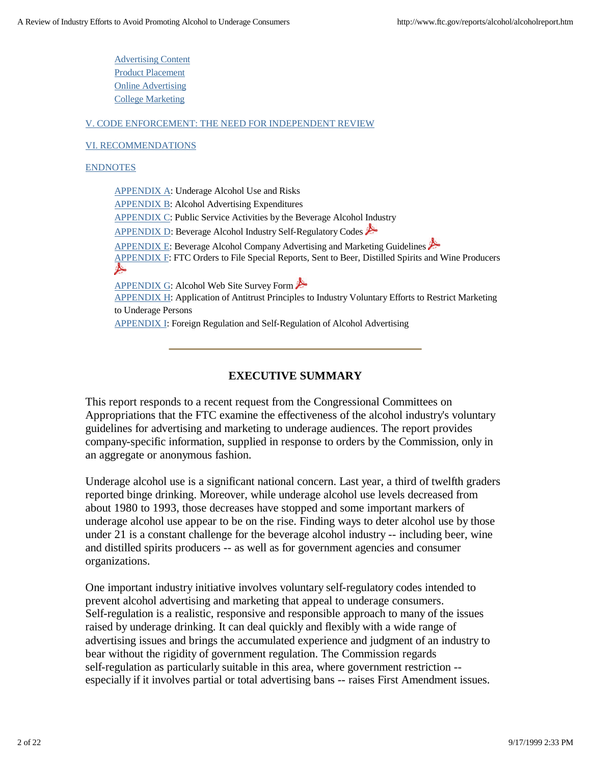- Advertising Content
- Product Placement
- Online Advertising
- College Marketing

V. CODE ENFORCEMENT: THE NEED FOR INDEPENDENT REVIEW

VI. RECOMMENDATIONS

ENDNOTES

- APPENDIX A: Underage Alcohol Use and Risks
- APPENDIX B: Alcohol Advertising Expenditures
- APPENDIX C: Public Service Activities by the Beverage Alcohol Industry
- APPENDIX D: Beverage Alcohol Industry Self-Regulatory Codes
- APPENDIX E: Beverage Alcohol Company Advertising and Marketing Guidelines
- APPENDIX F: FTC Orders to File Special Reports, Sent to Beer, Distilled Spirits and Wine Producers
- APPENDIX G: Alcohol Web Site Survey Form
- APPENDIX H: Application of Antitrust Principles to Industry Voluntary Efforts to Restrict Marketing to Underage Persons
- APPENDIX I: Foreign Regulation and Self-Regulation of Alcohol Advertising

---

## EXECUTIVE SUMMARY

This report responds to a recent request from the Congressional Committees on Appropriations that the FTC examine the effectiveness of the alcohol industry's voluntary guidelines for advertising and marketing to underage audiences. The report provides company-specific information, supplied in response to orders by the Commission, only in an aggregate or anonymous fashion.

Underage alcohol use is a significant national concern. Last year, a third of twelfth graders reported binge drinking. Moreover, while underage alcohol use levels decreased from about 1980 to 1993, those decreases have stopped and some important markers of underage alcohol use appear to be on the rise. Finding ways to deter alcohol use by those under 21 is a constant challenge for the beverage alcohol industry -- including beer, wine and distilled spirits producers -- as well as for government agencies and consumer organizations.

One important industry initiative involves voluntary self-regulatory codes intended to prevent alcohol advertising and marketing that appeal to underage consumers. Self-regulation is a realistic, responsive and responsible approach to many of the issues raised by underage drinking. It can deal quickly and flexibly with a wide range of advertising issues and brings the accumulated experience and judgment of an industry to bear without the rigidity of government regulation. The Commission regards self-regulation as particularly suitable in this area, where government restriction -- especially if it involves partial or total advertising bans -- raises First Amendment issues.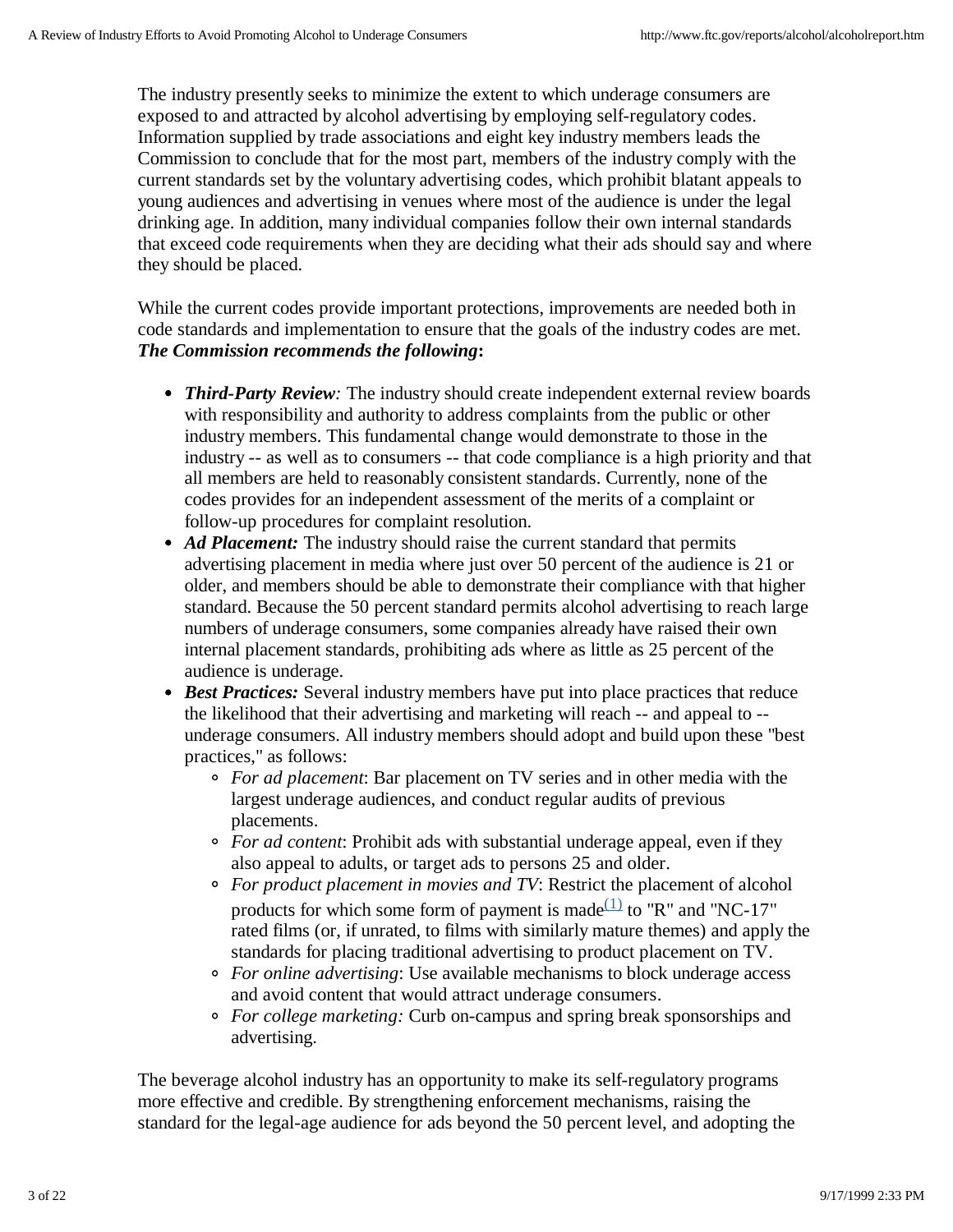The industry presently seeks to minimize the extent to which underage consumers are exposed to and attracted by alcohol advertising by employing self-regulatory codes. Information supplied by trade associations and eight key industry members leads the Commission to conclude that for the most part, members of the industry comply with the current standards set by the voluntary advertising codes, which prohibit blatant appeals to young audiences and advertising in venues where most of the audience is under the legal drinking age. In addition, many individual companies follow their own internal standards that exceed code requirements when they are deciding what their ads should say and where they should be placed.

While the current codes provide important protections, improvements are needed both in code standards and implementation to ensure that the goals of the industry codes are met. ***The Commission recommends the following*:**

- ***Third-Party Review*:** The industry should create independent external review boards with responsibility and authority to address complaints from the public or other industry members. This fundamental change would demonstrate to those in the industry -- as well as to consumers -- that code compliance is a high priority and that all members are held to reasonably consistent standards. Currently, none of the codes provides for an independent assessment of the merits of a complaint or follow-up procedures for complaint resolution.
- ***Ad Placement:*** The industry should raise the current standard that permits advertising placement in media where just over 50 percent of the audience is 21 or older, and members should be able to demonstrate their compliance with that higher standard. Because the 50 percent standard permits alcohol advertising to reach large numbers of underage consumers, some companies already have raised their own internal placement standards, prohibiting ads where as little as 25 percent of the audience is underage.
- ***Best Practices:*** Several industry members have put into place practices that reduce the likelihood that their advertising and marketing will reach -- and appeal to -- underage consumers. All industry members should adopt and build upon these "best practices," as follows:
  - *For ad placement*: Bar placement on TV series and in other media with the largest underage audiences, and conduct regular audits of previous placements.
  - *For ad content*: Prohibit ads with substantial underage appeal, even if they also appeal to adults, or target ads to persons 25 and older.
  - *For product placement in movies and TV*: Restrict the placement of alcohol products for which some form of payment is made[(1)] to "R" and "NC-17" rated films (or, if unrated, to films with similarly mature themes) and apply the standards for placing traditional advertising to product placement on TV.
  - *For online advertising*: Use available mechanisms to block underage access and avoid content that would attract underage consumers.
  - *For college marketing:* Curb on-campus and spring break sponsorships and advertising.

The beverage alcohol industry has an opportunity to make its self-regulatory programs more effective and credible. By strengthening enforcement mechanisms, raising the standard for the legal-age audience for ads beyond the 50 percent level, and adopting the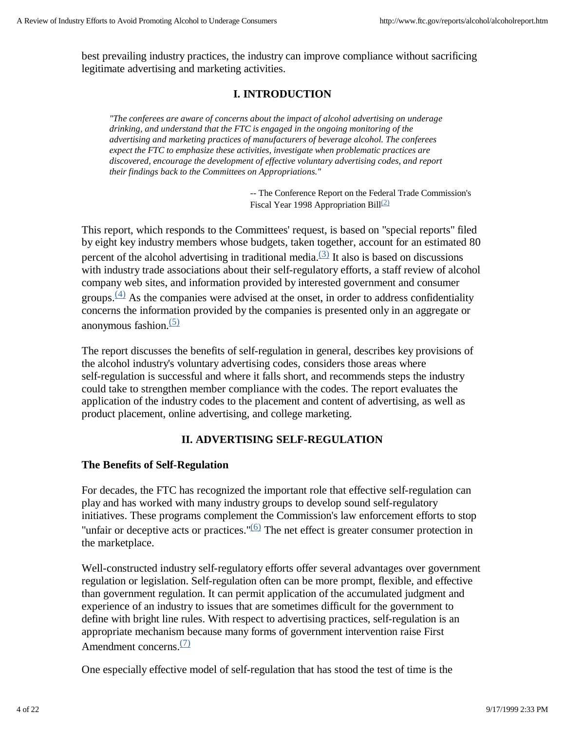best prevailing industry practices, the industry can improve compliance without sacrificing legitimate advertising and marketing activities.

## I. INTRODUCTION

> *"The conferees are aware of concerns about the impact of alcohol advertising on underage drinking, and understand that the FTC is engaged in the ongoing monitoring of the advertising and marketing practices of manufacturers of beverage alcohol. The conferees expect the FTC to emphasize these activities, investigate when problematic practices are discovered, encourage the development of effective voluntary advertising codes, and report their findings back to the Committees on Appropriations."*
>
> -- The Conference Report on the Federal Trade Commission's Fiscal Year 1998 Appropriation Bill[(2)]

This report, which responds to the Committees' request, is based on "special reports" filed by eight key industry members whose budgets, taken together, account for an estimated 80 percent of the alcohol advertising in traditional media.[(3)] It also is based on discussions with industry trade associations about their self-regulatory efforts, a staff review of alcohol company web sites, and information provided by interested government and consumer groups.[(4)] As the companies were advised at the onset, in order to address confidentiality concerns the information provided by the companies is presented only in an aggregate or anonymous fashion.[(5)]

The report discusses the benefits of self-regulation in general, describes key provisions of the alcohol industry's voluntary advertising codes, considers those areas where self-regulation is successful and where it falls short, and recommends steps the industry could take to strengthen member compliance with the codes. The report evaluates the application of the industry codes to the placement and content of advertising, as well as product placement, online advertising, and college marketing.

## II. ADVERTISING SELF-REGULATION

### The Benefits of Self-Regulation

For decades, the FTC has recognized the important role that effective self-regulation can play and has worked with many industry groups to develop sound self-regulatory initiatives. These programs complement the Commission's law enforcement efforts to stop "unfair or deceptive acts or practices."[(6)] The net effect is greater consumer protection in the marketplace.

Well-constructed industry self-regulatory efforts offer several advantages over government regulation or legislation. Self-regulation often can be more prompt, flexible, and effective than government regulation. It can permit application of the accumulated judgment and experience of an industry to issues that are sometimes difficult for the government to define with bright line rules. With respect to advertising practices, self-regulation is an appropriate mechanism because many forms of government intervention raise First Amendment concerns.[(7)]

One especially effective model of self-regulation that has stood the test of time is the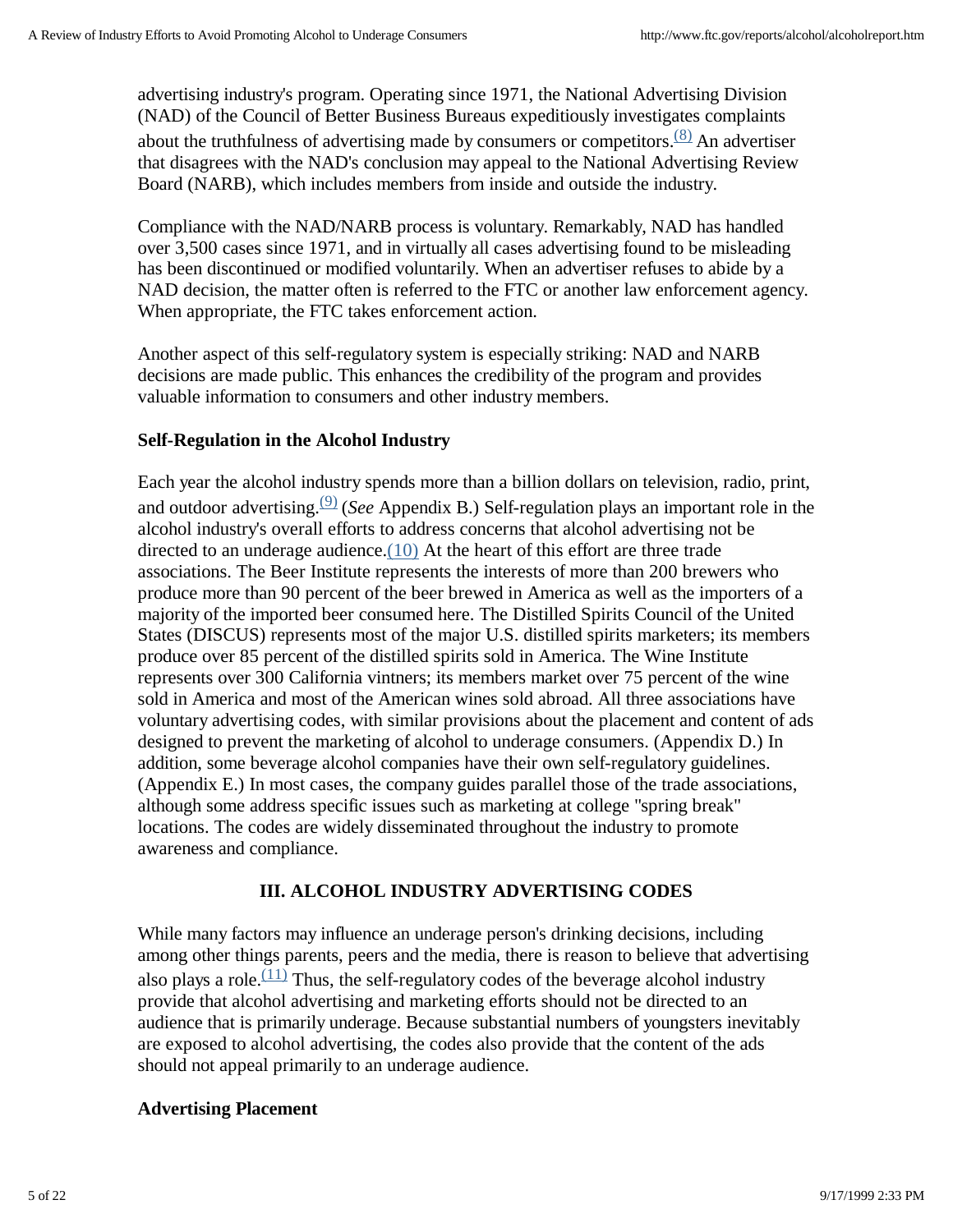advertising industry's program. Operating since 1971, the National Advertising Division (NAD) of the Council of Better Business Bureaus expeditiously investigates complaints about the truthfulness of advertising made by consumers or competitors.[(8)] An advertiser that disagrees with the NAD's conclusion may appeal to the National Advertising Review Board (NARB), which includes members from inside and outside the industry.

Compliance with the NAD/NARB process is voluntary. Remarkably, NAD has handled over 3,500 cases since 1971, and in virtually all cases advertising found to be misleading has been discontinued or modified voluntarily. When an advertiser refuses to abide by a NAD decision, the matter often is referred to the FTC or another law enforcement agency. When appropriate, the FTC takes enforcement action.

Another aspect of this self-regulatory system is especially striking: NAD and NARB decisions are made public. This enhances the credibility of the program and provides valuable information to consumers and other industry members.

### Self-Regulation in the Alcohol Industry

Each year the alcohol industry spends more than a billion dollars on television, radio, print, and outdoor advertising.[(9)] (*See* Appendix B.) Self-regulation plays an important role in the alcohol industry's overall efforts to address concerns that alcohol advertising not be directed to an underage audience.(10) At the heart of this effort are three trade associations. The Beer Institute represents the interests of more than 200 brewers who produce more than 90 percent of the beer brewed in America as well as the importers of a majority of the imported beer consumed here. The Distilled Spirits Council of the United States (DISCUS) represents most of the major U.S. distilled spirits marketers; its members produce over 85 percent of the distilled spirits sold in America. The Wine Institute represents over 300 California vintners; its members market over 75 percent of the wine sold in America and most of the American wines sold abroad. All three associations have voluntary advertising codes, with similar provisions about the placement and content of ads designed to prevent the marketing of alcohol to underage consumers. (Appendix D.) In addition, some beverage alcohol companies have their own self-regulatory guidelines. (Appendix E.) In most cases, the company guides parallel those of the trade associations, although some address specific issues such as marketing at college "spring break" locations. The codes are widely disseminated throughout the industry to promote awareness and compliance.

## III. ALCOHOL INDUSTRY ADVERTISING CODES

While many factors may influence an underage person's drinking decisions, including among other things parents, peers and the media, there is reason to believe that advertising also plays a role.[(11)] Thus, the self-regulatory codes of the beverage alcohol industry provide that alcohol advertising and marketing efforts should not be directed to an audience that is primarily underage. Because substantial numbers of youngsters inevitably are exposed to alcohol advertising, the codes also provide that the content of the ads should not appeal primarily to an underage audience.

### Advertising Placement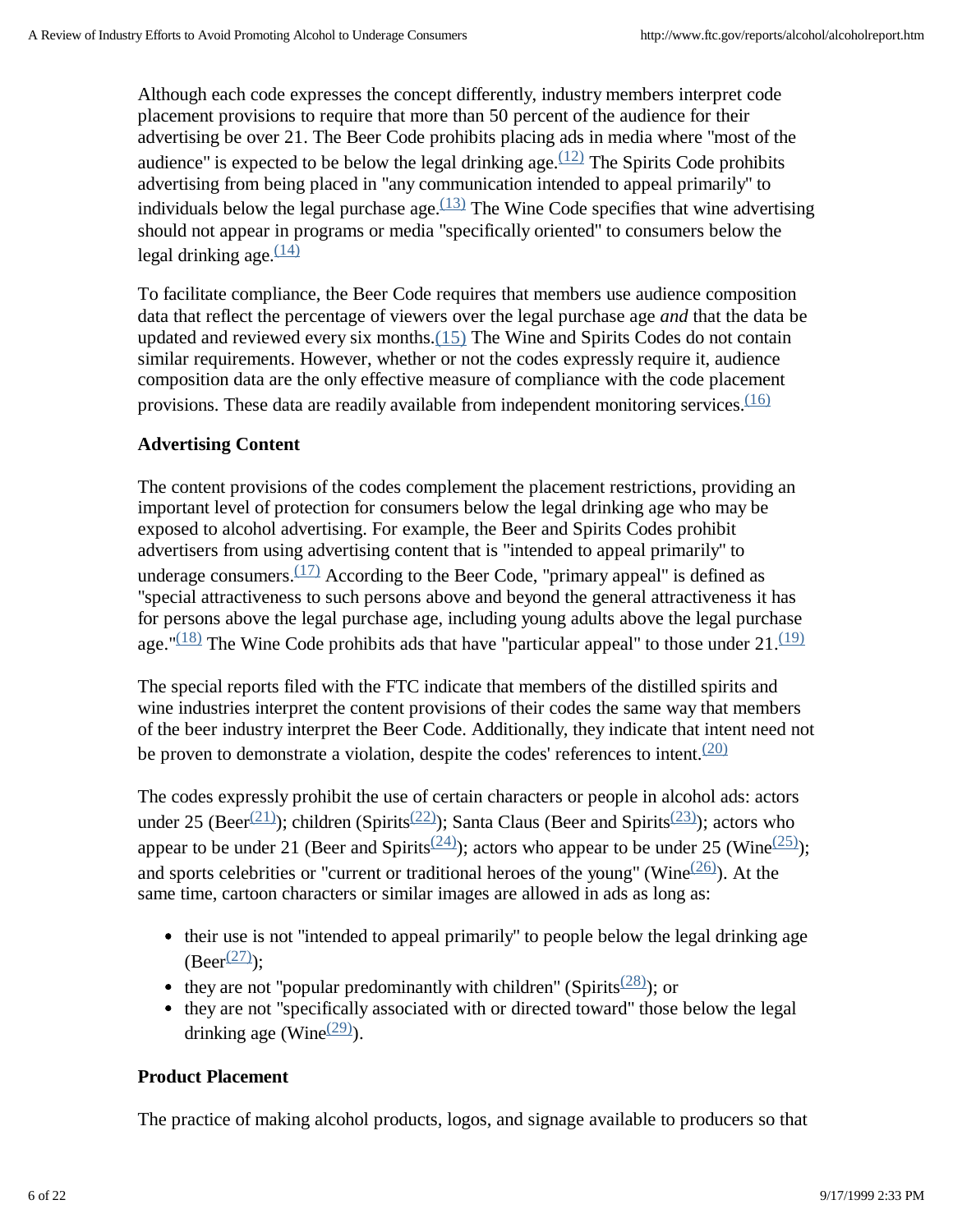Although each code expresses the concept differently, industry members interpret code placement provisions to require that more than 50 percent of the audience for their advertising be over 21. The Beer Code prohibits placing ads in media where "most of the audience" is expected to be below the legal drinking age.[(12)] The Spirits Code prohibits advertising from being placed in "any communication intended to appeal primarily" to individuals below the legal purchase age.[(13)] The Wine Code specifies that wine advertising should not appear in programs or media "specifically oriented" to consumers below the legal drinking age.[(14)]

To facilitate compliance, the Beer Code requires that members use audience composition data that reflect the percentage of viewers over the legal purchase age *and* that the data be updated and reviewed every six months.(15) The Wine and Spirits Codes do not contain similar requirements. However, whether or not the codes expressly require it, audience composition data are the only effective measure of compliance with the code placement provisions. These data are readily available from independent monitoring services.[(16)]

**Advertising Content**

The content provisions of the codes complement the placement restrictions, providing an important level of protection for consumers below the legal drinking age who may be exposed to alcohol advertising. For example, the Beer and Spirits Codes prohibit advertisers from using advertising content that is "intended to appeal primarily" to underage consumers.[(17)] According to the Beer Code, "primary appeal" is defined as "special attractiveness to such persons above and beyond the general attractiveness it has for persons above the legal purchase age, including young adults above the legal purchase age."[(18)] The Wine Code prohibits ads that have "particular appeal" to those under 21.[(19)]

The special reports filed with the FTC indicate that members of the distilled spirits and wine industries interpret the content provisions of their codes the same way that members of the beer industry interpret the Beer Code. Additionally, they indicate that intent need not be proven to demonstrate a violation, despite the codes' references to intent.[(20)]

The codes expressly prohibit the use of certain characters or people in alcohol ads: actors under 25 (Beer[(21)]); children (Spirits[(22)]); Santa Claus (Beer and Spirits[(23)]); actors who appear to be under 21 (Beer and Spirits[(24)]); actors who appear to be under 25 (Wine[(25)]); and sports celebrities or "current or traditional heroes of the young" (Wine[(26)]). At the same time, cartoon characters or similar images are allowed in ads as long as:

- their use is not "intended to appeal primarily" to people below the legal drinking age (Beer[(27)]);
- they are not "popular predominantly with children" (Spirits[(28)]); or
- they are not "specifically associated with or directed toward" those below the legal drinking age (Wine[(29)]).

**Product Placement**

The practice of making alcohol products, logos, and signage available to producers so that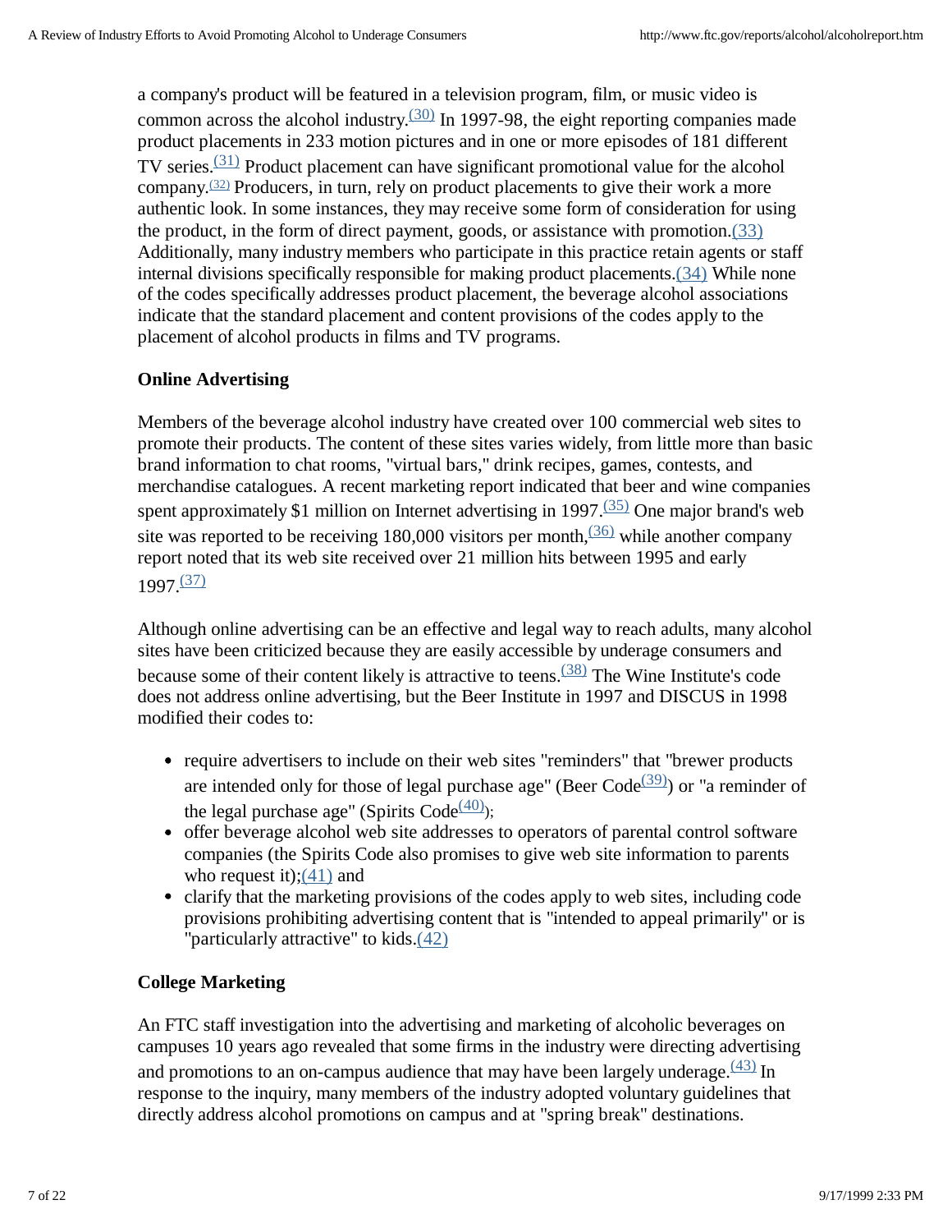a company's product will be featured in a television program, film, or music video is common across the alcohol industry.[(30)] In 1997-98, the eight reporting companies made product placements in 233 motion pictures and in one or more episodes of 181 different TV series.[(31)] Product placement can have significant promotional value for the alcohol company.[(32)] Producers, in turn, rely on product placements to give their work a more authentic look. In some instances, they may receive some form of consideration for using the product, in the form of direct payment, goods, or assistance with promotion.(33) Additionally, many industry members who participate in this practice retain agents or staff internal divisions specifically responsible for making product placements.(34) While none of the codes specifically addresses product placement, the beverage alcohol associations indicate that the standard placement and content provisions of the codes apply to the placement of alcohol products in films and TV programs.

**Online Advertising**

Members of the beverage alcohol industry have created over 100 commercial web sites to promote their products. The content of these sites varies widely, from little more than basic brand information to chat rooms, "virtual bars," drink recipes, games, contests, and merchandise catalogues. A recent marketing report indicated that beer and wine companies spent approximately $1 million on Internet advertising in 1997.[(35)] One major brand's web site was reported to be receiving 180,000 visitors per month,[(36)] while another company report noted that its web site received over 21 million hits between 1995 and early 1997.[(37)]

Although online advertising can be an effective and legal way to reach adults, many alcohol sites have been criticized because they are easily accessible by underage consumers and because some of their content likely is attractive to teens.[(38)] The Wine Institute's code does not address online advertising, but the Beer Institute in 1997 and DISCUS in 1998 modified their codes to:

- require advertisers to include on their web sites "reminders" that "brewer products are intended only for those of legal purchase age" (Beer Code[(39)]) or "a reminder of the legal purchase age" (Spirits Code[(40)]);
- offer beverage alcohol web site addresses to operators of parental control software companies (the Spirits Code also promises to give web site information to parents who request it);(41) and
- clarify that the marketing provisions of the codes apply to web sites, including code provisions prohibiting advertising content that is "intended to appeal primarily" or is "particularly attractive" to kids.(42)

**College Marketing**

An FTC staff investigation into the advertising and marketing of alcoholic beverages on campuses 10 years ago revealed that some firms in the industry were directing advertising and promotions to an on-campus audience that may have been largely underage.[(43)] In response to the inquiry, many members of the industry adopted voluntary guidelines that directly address alcohol promotions on campus and at "spring break" destinations.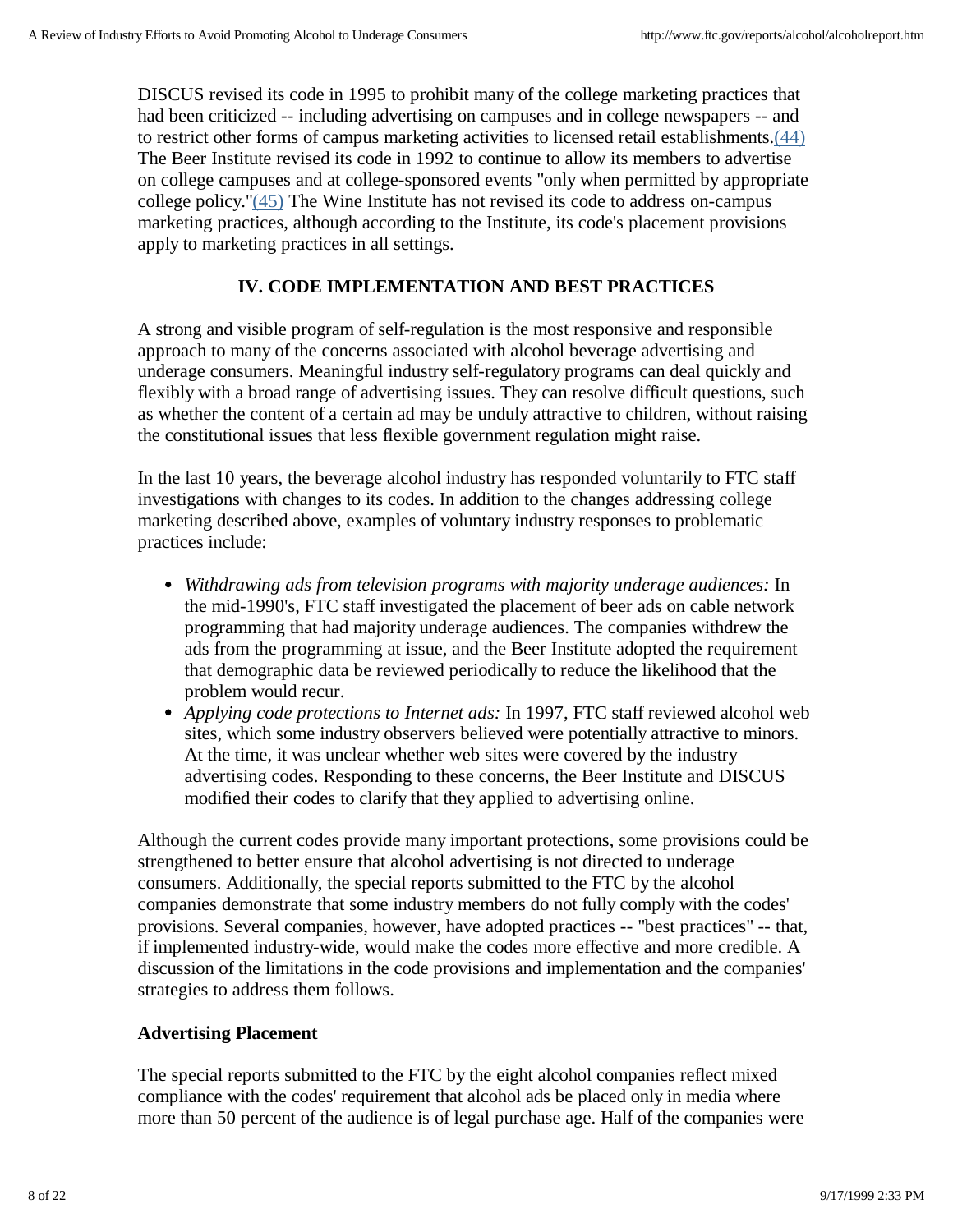DISCUS revised its code in 1995 to prohibit many of the college marketing practices that had been criticized -- including advertising on campuses and in college newspapers -- and to restrict other forms of campus marketing activities to licensed retail establishments.(44) The Beer Institute revised its code in 1992 to continue to allow its members to advertise on college campuses and at college-sponsored events "only when permitted by appropriate college policy."(45) The Wine Institute has not revised its code to address on-campus marketing practices, although according to the Institute, its code's placement provisions apply to marketing practices in all settings.

## IV. CODE IMPLEMENTATION AND BEST PRACTICES

A strong and visible program of self-regulation is the most responsive and responsible approach to many of the concerns associated with alcohol beverage advertising and underage consumers. Meaningful industry self-regulatory programs can deal quickly and flexibly with a broad range of advertising issues. They can resolve difficult questions, such as whether the content of a certain ad may be unduly attractive to children, without raising the constitutional issues that less flexible government regulation might raise.

In the last 10 years, the beverage alcohol industry has responded voluntarily to FTC staff investigations with changes to its codes. In addition to the changes addressing college marketing described above, examples of voluntary industry responses to problematic practices include:

- *Withdrawing ads from television programs with majority underage audiences:* In the mid-1990's, FTC staff investigated the placement of beer ads on cable network programming that had majority underage audiences. The companies withdrew the ads from the programming at issue, and the Beer Institute adopted the requirement that demographic data be reviewed periodically to reduce the likelihood that the problem would recur.
- *Applying code protections to Internet ads:* In 1997, FTC staff reviewed alcohol web sites, which some industry observers believed were potentially attractive to minors. At the time, it was unclear whether web sites were covered by the industry advertising codes. Responding to these concerns, the Beer Institute and DISCUS modified their codes to clarify that they applied to advertising online.

Although the current codes provide many important protections, some provisions could be strengthened to better ensure that alcohol advertising is not directed to underage consumers. Additionally, the special reports submitted to the FTC by the alcohol companies demonstrate that some industry members do not fully comply with the codes' provisions. Several companies, however, have adopted practices -- "best practices" -- that, if implemented industry-wide, would make the codes more effective and more credible. A discussion of the limitations in the code provisions and implementation and the companies' strategies to address them follows.

### Advertising Placement

The special reports submitted to the FTC by the eight alcohol companies reflect mixed compliance with the codes' requirement that alcohol ads be placed only in media where more than 50 percent of the audience is of legal purchase age. Half of the companies were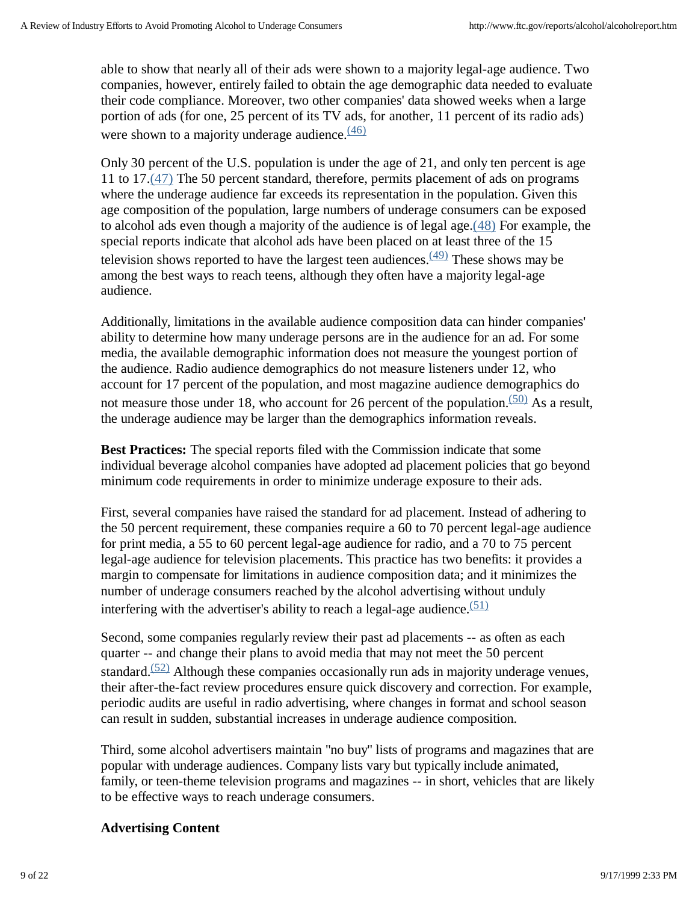able to show that nearly all of their ads were shown to a majority legal-age audience. Two companies, however, entirely failed to obtain the age demographic data needed to evaluate their code compliance. Moreover, two other companies' data showed weeks when a large portion of ads (for one, 25 percent of its TV ads, for another, 11 percent of its radio ads) were shown to a majority underage audience.[(46)]

Only 30 percent of the U.S. population is under the age of 21, and only ten percent is age 11 to 17.(47) The 50 percent standard, therefore, permits placement of ads on programs where the underage audience far exceeds its representation in the population. Given this age composition of the population, large numbers of underage consumers can be exposed to alcohol ads even though a majority of the audience is of legal age.(48) For example, the special reports indicate that alcohol ads have been placed on at least three of the 15 television shows reported to have the largest teen audiences.[(49)] These shows may be among the best ways to reach teens, although they often have a majority legal-age audience.

Additionally, limitations in the available audience composition data can hinder companies' ability to determine how many underage persons are in the audience for an ad. For some media, the available demographic information does not measure the youngest portion of the audience. Radio audience demographics do not measure listeners under 12, who account for 17 percent of the population, and most magazine audience demographics do not measure those under 18, who account for 26 percent of the population.[(50)] As a result, the underage audience may be larger than the demographics information reveals.

**Best Practices:** The special reports filed with the Commission indicate that some individual beverage alcohol companies have adopted ad placement policies that go beyond minimum code requirements in order to minimize underage exposure to their ads.

First, several companies have raised the standard for ad placement. Instead of adhering to the 50 percent requirement, these companies require a 60 to 70 percent legal-age audience for print media, a 55 to 60 percent legal-age audience for radio, and a 70 to 75 percent legal-age audience for television placements. This practice has two benefits: it provides a margin to compensate for limitations in audience composition data; and it minimizes the number of underage consumers reached by the alcohol advertising without unduly interfering with the advertiser's ability to reach a legal-age audience.[(51)]

Second, some companies regularly review their past ad placements -- as often as each quarter -- and change their plans to avoid media that may not meet the 50 percent standard.[(52)] Although these companies occasionally run ads in majority underage venues, their after-the-fact review procedures ensure quick discovery and correction. For example, periodic audits are useful in radio advertising, where changes in format and school season can result in sudden, substantial increases in underage audience composition.

Third, some alcohol advertisers maintain "no buy" lists of programs and magazines that are popular with underage audiences. Company lists vary but typically include animated, family, or teen-theme television programs and magazines -- in short, vehicles that are likely to be effective ways to reach underage consumers.

**Advertising Content**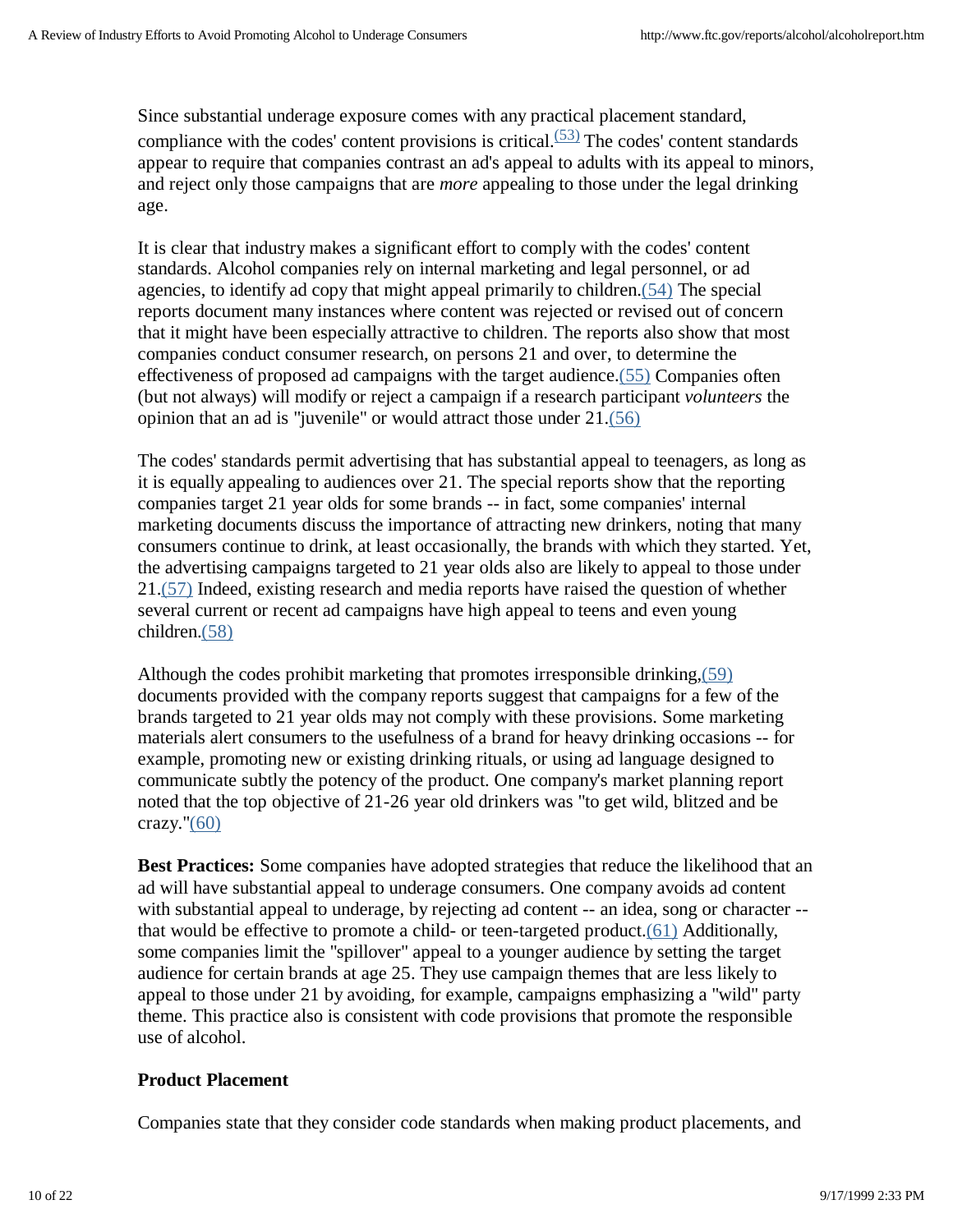Since substantial underage exposure comes with any practical placement standard, compliance with the codes' content provisions is critical.(53) The codes' content standards appear to require that companies contrast an ad's appeal to adults with its appeal to minors, and reject only those campaigns that are *more* appealing to those under the legal drinking age.

It is clear that industry makes a significant effort to comply with the codes' content standards. Alcohol companies rely on internal marketing and legal personnel, or ad agencies, to identify ad copy that might appeal primarily to children.(54) The special reports document many instances where content was rejected or revised out of concern that it might have been especially attractive to children. The reports also show that most companies conduct consumer research, on persons 21 and over, to determine the effectiveness of proposed ad campaigns with the target audience.(55) Companies often (but not always) will modify or reject a campaign if a research participant *volunteers* the opinion that an ad is "juvenile" or would attract those under 21.(56)

The codes' standards permit advertising that has substantial appeal to teenagers, as long as it is equally appealing to audiences over 21. The special reports show that the reporting companies target 21 year olds for some brands -- in fact, some companies' internal marketing documents discuss the importance of attracting new drinkers, noting that many consumers continue to drink, at least occasionally, the brands with which they started. Yet, the advertising campaigns targeted to 21 year olds also are likely to appeal to those under 21.(57) Indeed, existing research and media reports have raised the question of whether several current or recent ad campaigns have high appeal to teens and even young children.(58)

Although the codes prohibit marketing that promotes irresponsible drinking,(59) documents provided with the company reports suggest that campaigns for a few of the brands targeted to 21 year olds may not comply with these provisions. Some marketing materials alert consumers to the usefulness of a brand for heavy drinking occasions -- for example, promoting new or existing drinking rituals, or using ad language designed to communicate subtly the potency of the product. One company's market planning report noted that the top objective of 21-26 year old drinkers was "to get wild, blitzed and be crazy."(60)

**Best Practices:** Some companies have adopted strategies that reduce the likelihood that an ad will have substantial appeal to underage consumers. One company avoids ad content with substantial appeal to underage, by rejecting ad content -- an idea, song or character -- that would be effective to promote a child- or teen-targeted product.(61) Additionally, some companies limit the "spillover" appeal to a younger audience by setting the target audience for certain brands at age 25. They use campaign themes that are less likely to appeal to those under 21 by avoiding, for example, campaigns emphasizing a "wild" party theme. This practice also is consistent with code provisions that promote the responsible use of alcohol.

### Product Placement

Companies state that they consider code standards when making product placements, and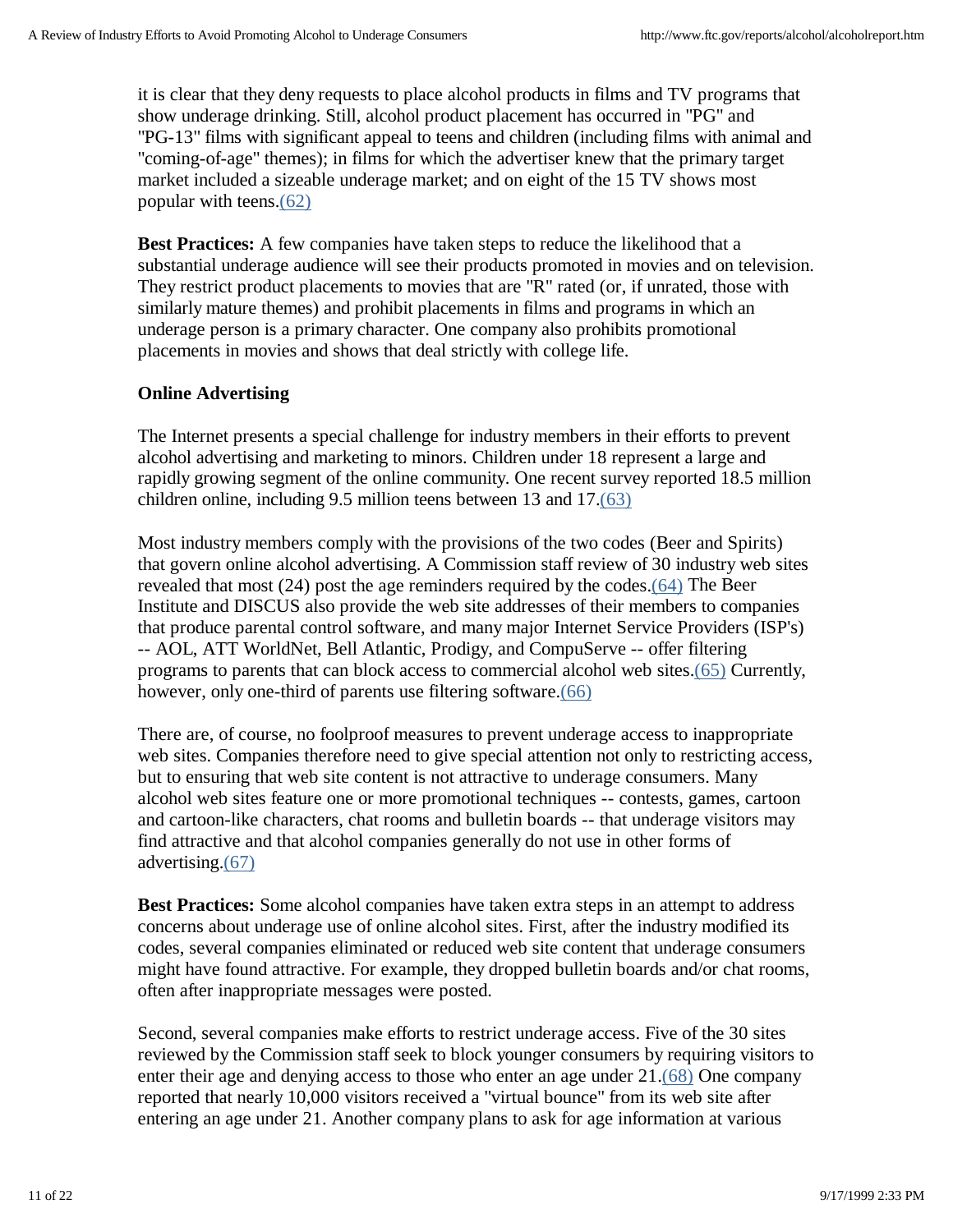it is clear that they deny requests to place alcohol products in films and TV programs that show underage drinking. Still, alcohol product placement has occurred in "PG" and "PG-13" films with significant appeal to teens and children (including films with animal and "coming-of-age" themes); in films for which the advertiser knew that the primary target market included a sizeable underage market; and on eight of the 15 TV shows most popular with teens.(62)

**Best Practices:** A few companies have taken steps to reduce the likelihood that a substantial underage audience will see their products promoted in movies and on television. They restrict product placements to movies that are "R" rated (or, if unrated, those with similarly mature themes) and prohibit placements in films and programs in which an underage person is a primary character. One company also prohibits promotional placements in movies and shows that deal strictly with college life.

**Online Advertising**

The Internet presents a special challenge for industry members in their efforts to prevent alcohol advertising and marketing to minors. Children under 18 represent a large and rapidly growing segment of the online community. One recent survey reported 18.5 million children online, including 9.5 million teens between 13 and 17.(63)

Most industry members comply with the provisions of the two codes (Beer and Spirits) that govern online alcohol advertising. A Commission staff review of 30 industry web sites revealed that most (24) post the age reminders required by the codes.(64) The Beer Institute and DISCUS also provide the web site addresses of their members to companies that produce parental control software, and many major Internet Service Providers (ISP's) -- AOL, ATT WorldNet, Bell Atlantic, Prodigy, and CompuServe -- offer filtering programs to parents that can block access to commercial alcohol web sites.(65) Currently, however, only one-third of parents use filtering software.(66)

There are, of course, no foolproof measures to prevent underage access to inappropriate web sites. Companies therefore need to give special attention not only to restricting access, but to ensuring that web site content is not attractive to underage consumers. Many alcohol web sites feature one or more promotional techniques -- contests, games, cartoon and cartoon-like characters, chat rooms and bulletin boards -- that underage visitors may find attractive and that alcohol companies generally do not use in other forms of advertising.(67)

**Best Practices:** Some alcohol companies have taken extra steps in an attempt to address concerns about underage use of online alcohol sites. First, after the industry modified its codes, several companies eliminated or reduced web site content that underage consumers might have found attractive. For example, they dropped bulletin boards and/or chat rooms, often after inappropriate messages were posted.

Second, several companies make efforts to restrict underage access. Five of the 30 sites reviewed by the Commission staff seek to block younger consumers by requiring visitors to enter their age and denying access to those who enter an age under 21.(68) One company reported that nearly 10,000 visitors received a "virtual bounce" from its web site after entering an age under 21. Another company plans to ask for age information at various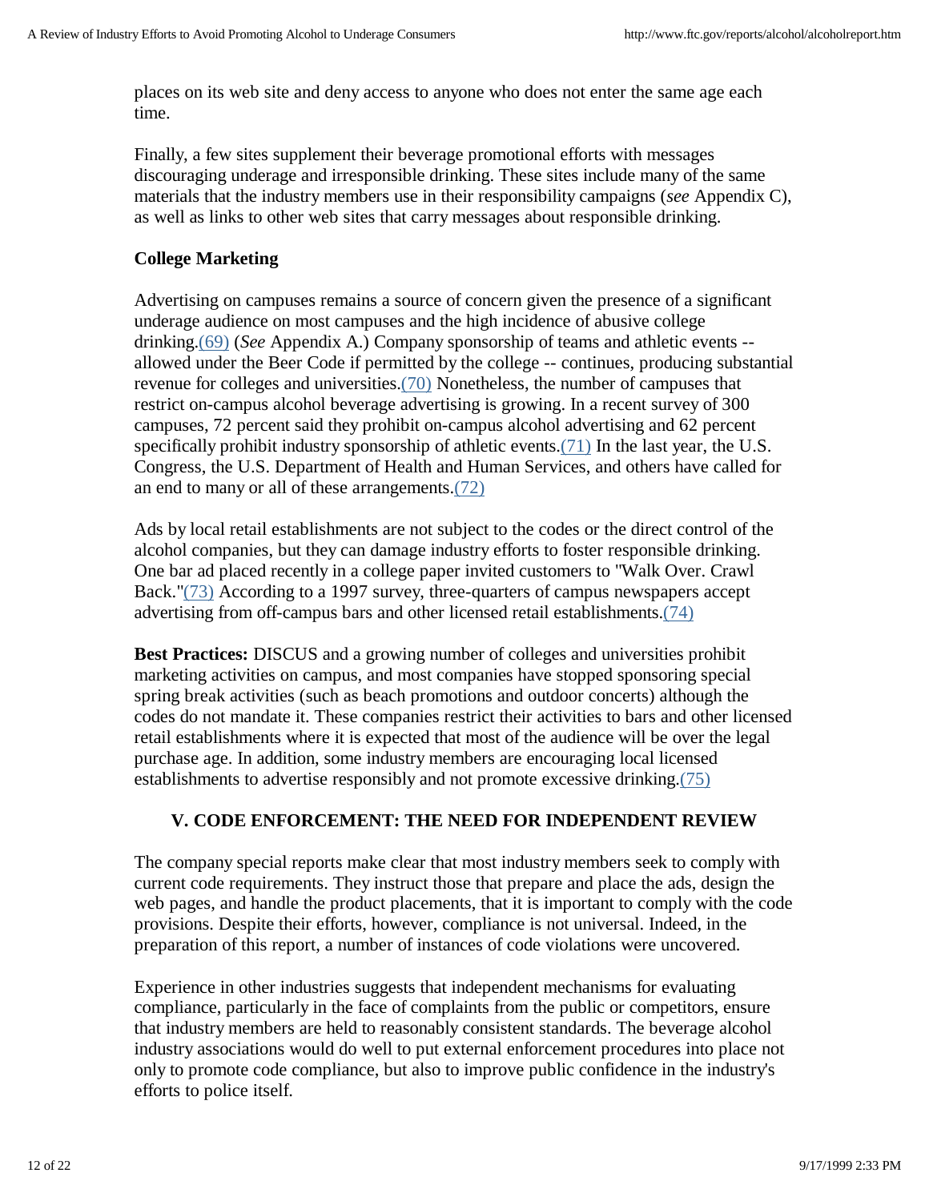places on its web site and deny access to anyone who does not enter the same age each time.

Finally, a few sites supplement their beverage promotional efforts with messages discouraging underage and irresponsible drinking. These sites include many of the same materials that the industry members use in their responsibility campaigns (*see* Appendix C), as well as links to other web sites that carry messages about responsible drinking.

**College Marketing**

Advertising on campuses remains a source of concern given the presence of a significant underage audience on most campuses and the high incidence of abusive college drinking.(69) (*See* Appendix A.) Company sponsorship of teams and athletic events -- allowed under the Beer Code if permitted by the college -- continues, producing substantial revenue for colleges and universities.(70) Nonetheless, the number of campuses that restrict on-campus alcohol beverage advertising is growing. In a recent survey of 300 campuses, 72 percent said they prohibit on-campus alcohol advertising and 62 percent specifically prohibit industry sponsorship of athletic events.(71) In the last year, the U.S. Congress, the U.S. Department of Health and Human Services, and others have called for an end to many or all of these arrangements.(72)

Ads by local retail establishments are not subject to the codes or the direct control of the alcohol companies, but they can damage industry efforts to foster responsible drinking. One bar ad placed recently in a college paper invited customers to "Walk Over. Crawl Back."(73) According to a 1997 survey, three-quarters of campus newspapers accept advertising from off-campus bars and other licensed retail establishments.(74)

**Best Practices:** DISCUS and a growing number of colleges and universities prohibit marketing activities on campus, and most companies have stopped sponsoring special spring break activities (such as beach promotions and outdoor concerts) although the codes do not mandate it. These companies restrict their activities to bars and other licensed retail establishments where it is expected that most of the audience will be over the legal purchase age. In addition, some industry members are encouraging local licensed establishments to advertise responsibly and not promote excessive drinking.(75)

## V. CODE ENFORCEMENT: THE NEED FOR INDEPENDENT REVIEW

The company special reports make clear that most industry members seek to comply with current code requirements. They instruct those that prepare and place the ads, design the web pages, and handle the product placements, that it is important to comply with the code provisions. Despite their efforts, however, compliance is not universal. Indeed, in the preparation of this report, a number of instances of code violations were uncovered.

Experience in other industries suggests that independent mechanisms for evaluating compliance, particularly in the face of complaints from the public or competitors, ensure that industry members are held to reasonably consistent standards. The beverage alcohol industry associations would do well to put external enforcement procedures into place not only to promote code compliance, but also to improve public confidence in the industry's efforts to police itself.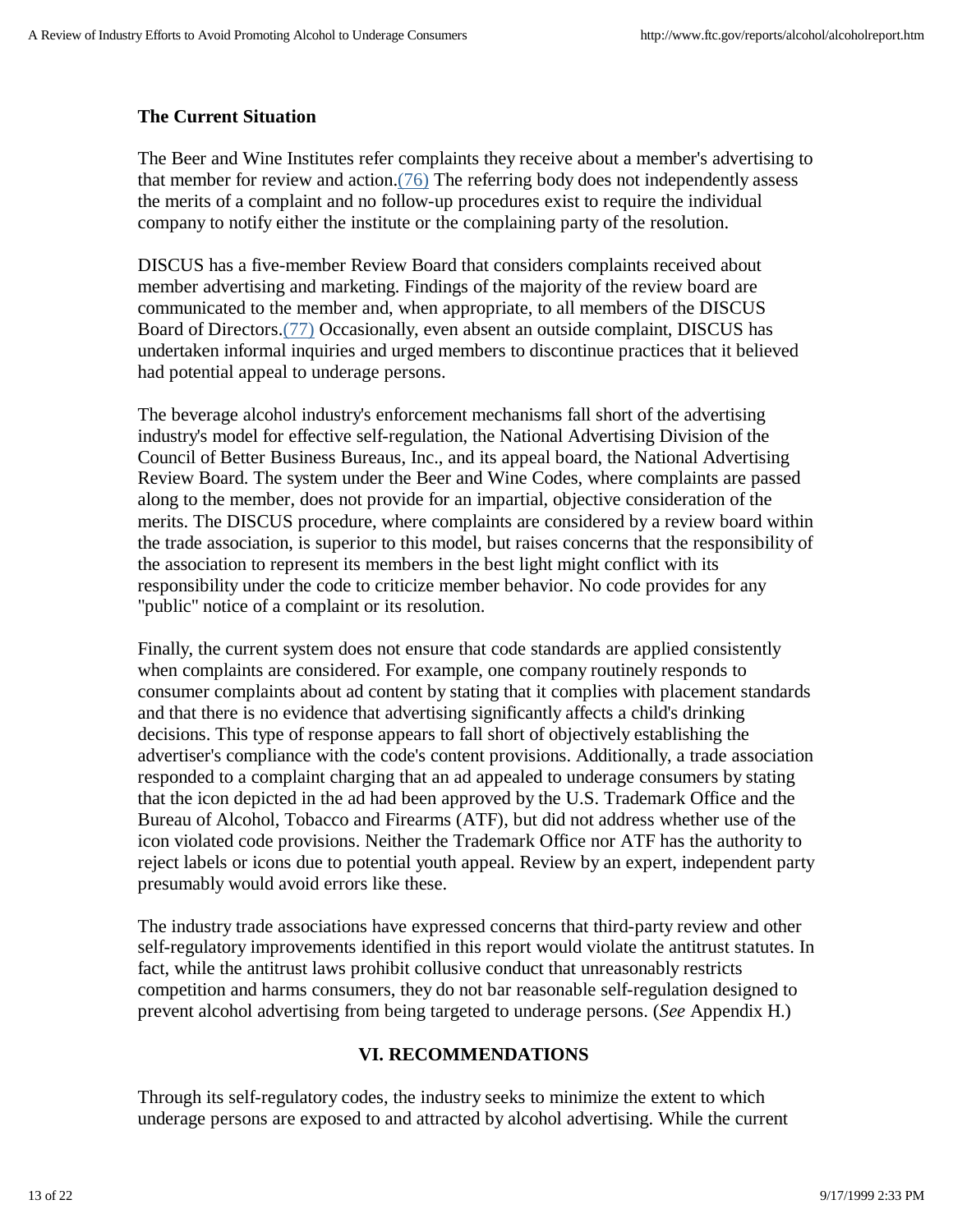### The Current Situation

The Beer and Wine Institutes refer complaints they receive about a member's advertising to that member for review and action.(76) The referring body does not independently assess the merits of a complaint and no follow-up procedures exist to require the individual company to notify either the institute or the complaining party of the resolution.

DISCUS has a five-member Review Board that considers complaints received about member advertising and marketing. Findings of the majority of the review board are communicated to the member and, when appropriate, to all members of the DISCUS Board of Directors.(77) Occasionally, even absent an outside complaint, DISCUS has undertaken informal inquiries and urged members to discontinue practices that it believed had potential appeal to underage persons.

The beverage alcohol industry's enforcement mechanisms fall short of the advertising industry's model for effective self-regulation, the National Advertising Division of the Council of Better Business Bureaus, Inc., and its appeal board, the National Advertising Review Board. The system under the Beer and Wine Codes, where complaints are passed along to the member, does not provide for an impartial, objective consideration of the merits. The DISCUS procedure, where complaints are considered by a review board within the trade association, is superior to this model, but raises concerns that the responsibility of the association to represent its members in the best light might conflict with its responsibility under the code to criticize member behavior. No code provides for any "public" notice of a complaint or its resolution.

Finally, the current system does not ensure that code standards are applied consistently when complaints are considered. For example, one company routinely responds to consumer complaints about ad content by stating that it complies with placement standards and that there is no evidence that advertising significantly affects a child's drinking decisions. This type of response appears to fall short of objectively establishing the advertiser's compliance with the code's content provisions. Additionally, a trade association responded to a complaint charging that an ad appealed to underage consumers by stating that the icon depicted in the ad had been approved by the U.S. Trademark Office and the Bureau of Alcohol, Tobacco and Firearms (ATF), but did not address whether use of the icon violated code provisions. Neither the Trademark Office nor ATF has the authority to reject labels or icons due to potential youth appeal. Review by an expert, independent party presumably would avoid errors like these.

The industry trade associations have expressed concerns that third-party review and other self-regulatory improvements identified in this report would violate the antitrust statutes. In fact, while the antitrust laws prohibit collusive conduct that unreasonably restricts competition and harms consumers, they do not bar reasonable self-regulation designed to prevent alcohol advertising from being targeted to underage persons. (*See* Appendix H.)

## VI. RECOMMENDATIONS

Through its self-regulatory codes, the industry seeks to minimize the extent to which underage persons are exposed to and attracted by alcohol advertising. While the current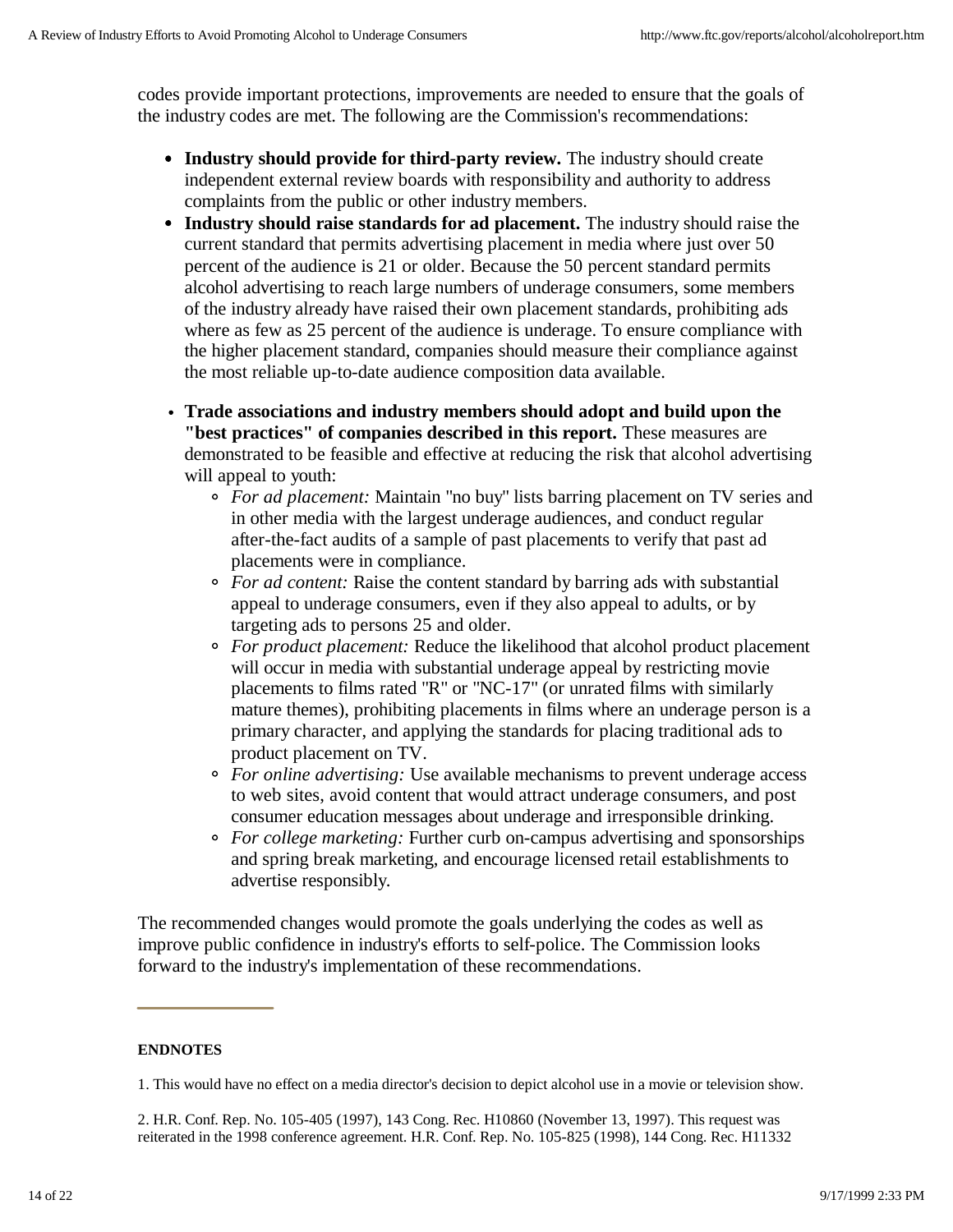codes provide important protections, improvements are needed to ensure that the goals of the industry codes are met. The following are the Commission's recommendations:

- **Industry should provide for third-party review.** The industry should create independent external review boards with responsibility and authority to address complaints from the public or other industry members.
- **Industry should raise standards for ad placement.** The industry should raise the current standard that permits advertising placement in media where just over 50 percent of the audience is 21 or older. Because the 50 percent standard permits alcohol advertising to reach large numbers of underage consumers, some members of the industry already have raised their own placement standards, prohibiting ads where as few as 25 percent of the audience is underage. To ensure compliance with the higher placement standard, companies should measure their compliance against the most reliable up-to-date audience composition data available.
- **Trade associations and industry members should adopt and build upon the "best practices" of companies described in this report.** These measures are demonstrated to be feasible and effective at reducing the risk that alcohol advertising will appeal to youth:
  - *For ad placement:* Maintain "no buy" lists barring placement on TV series and in other media with the largest underage audiences, and conduct regular after-the-fact audits of a sample of past placements to verify that past ad placements were in compliance.
  - *For ad content:* Raise the content standard by barring ads with substantial appeal to underage consumers, even if they also appeal to adults, or by targeting ads to persons 25 and older.
  - *For product placement:* Reduce the likelihood that alcohol product placement will occur in media with substantial underage appeal by restricting movie placements to films rated "R" or "NC-17" (or unrated films with similarly mature themes), prohibiting placements in films where an underage person is a primary character, and applying the standards for placing traditional ads to product placement on TV.
  - *For online advertising:* Use available mechanisms to prevent underage access to web sites, avoid content that would attract underage consumers, and post consumer education messages about underage and irresponsible drinking.
  - *For college marketing:* Further curb on-campus advertising and sponsorships and spring break marketing, and encourage licensed retail establishments to advertise responsibly.

The recommended changes would promote the goals underlying the codes as well as improve public confidence in industry's efforts to self-police. The Commission looks forward to the industry's implementation of these recommendations.

---

**ENDNOTES**

1. This would have no effect on a media director's decision to depict alcohol use in a movie or television show.

2. H.R. Conf. Rep. No. 105-405 (1997), 143 Cong. Rec. H10860 (November 13, 1997). This request was reiterated in the 1998 conference agreement. H.R. Conf. Rep. No. 105-825 (1998), 144 Cong. Rec. H11332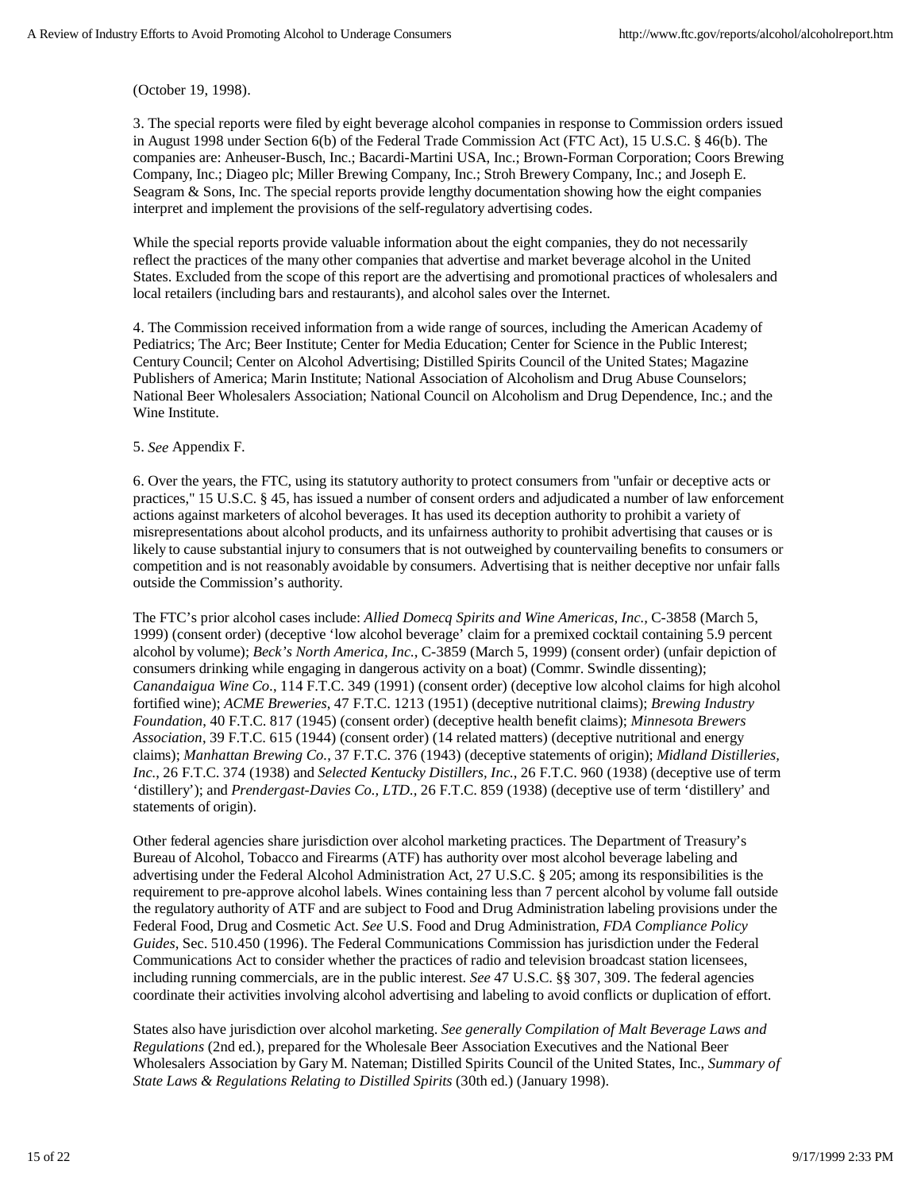(October 19, 1998).

3. The special reports were filed by eight beverage alcohol companies in response to Commission orders issued in August 1998 under Section 6(b) of the Federal Trade Commission Act (FTC Act), 15 U.S.C. § 46(b). The companies are: Anheuser-Busch, Inc.; Bacardi-Martini USA, Inc.; Brown-Forman Corporation; Coors Brewing Company, Inc.; Diageo plc; Miller Brewing Company, Inc.; Stroh Brewery Company, Inc.; and Joseph E. Seagram & Sons, Inc. The special reports provide lengthy documentation showing how the eight companies interpret and implement the provisions of the self-regulatory advertising codes.

While the special reports provide valuable information about the eight companies, they do not necessarily reflect the practices of the many other companies that advertise and market beverage alcohol in the United States. Excluded from the scope of this report are the advertising and promotional practices of wholesalers and local retailers (including bars and restaurants), and alcohol sales over the Internet.

4. The Commission received information from a wide range of sources, including the American Academy of Pediatrics; The Arc; Beer Institute; Center for Media Education; Center for Science in the Public Interest; Century Council; Center on Alcohol Advertising; Distilled Spirits Council of the United States; Magazine Publishers of America; Marin Institute; National Association of Alcoholism and Drug Abuse Counselors; National Beer Wholesalers Association; National Council on Alcoholism and Drug Dependence, Inc.; and the Wine Institute.

5. *See* Appendix F.

6. Over the years, the FTC, using its statutory authority to protect consumers from "unfair or deceptive acts or practices," 15 U.S.C. § 45, has issued a number of consent orders and adjudicated a number of law enforcement actions against marketers of alcohol beverages. It has used its deception authority to prohibit a variety of misrepresentations about alcohol products, and its unfairness authority to prohibit advertising that causes or is likely to cause substantial injury to consumers that is not outweighed by countervailing benefits to consumers or competition and is not reasonably avoidable by consumers. Advertising that is neither deceptive nor unfair falls outside the Commission's authority.

The FTC's prior alcohol cases include: *Allied Domecq Spirits and Wine Americas, Inc.*, C-3858 (March 5, 1999) (consent order) (deceptive 'low alcohol beverage' claim for a premixed cocktail containing 5.9 percent alcohol by volume); *Beck's North America, Inc.*, C-3859 (March 5, 1999) (consent order) (unfair depiction of consumers drinking while engaging in dangerous activity on a boat) (Commr. Swindle dissenting); *Canandaigua Wine Co.*, 114 F.T.C. 349 (1991) (consent order) (deceptive low alcohol claims for high alcohol fortified wine); *ACME Breweries*, 47 F.T.C. 1213 (1951) (deceptive nutritional claims); *Brewing Industry Foundation*, 40 F.T.C. 817 (1945) (consent order) (deceptive health benefit claims); *Minnesota Brewers Association*, 39 F.T.C. 615 (1944) (consent order) (14 related matters) (deceptive nutritional and energy claims); *Manhattan Brewing Co.*, 37 F.T.C. 376 (1943) (deceptive statements of origin); *Midland Distilleries, Inc.*, 26 F.T.C. 374 (1938) and *Selected Kentucky Distillers, Inc.*, 26 F.T.C. 960 (1938) (deceptive use of term 'distillery'); and *Prendergast-Davies Co., LTD.*, 26 F.T.C. 859 (1938) (deceptive use of term 'distillery' and statements of origin).

Other federal agencies share jurisdiction over alcohol marketing practices. The Department of Treasury's Bureau of Alcohol, Tobacco and Firearms (ATF) has authority over most alcohol beverage labeling and advertising under the Federal Alcohol Administration Act, 27 U.S.C. § 205; among its responsibilities is the requirement to pre-approve alcohol labels. Wines containing less than 7 percent alcohol by volume fall outside the regulatory authority of ATF and are subject to Food and Drug Administration labeling provisions under the Federal Food, Drug and Cosmetic Act. *See* U.S. Food and Drug Administration, *FDA Compliance Policy Guides*, Sec. 510.450 (1996). The Federal Communications Commission has jurisdiction under the Federal Communications Act to consider whether the practices of radio and television broadcast station licensees, including running commercials, are in the public interest. *See* 47 U.S.C. §§ 307, 309. The federal agencies coordinate their activities involving alcohol advertising and labeling to avoid conflicts or duplication of effort.

States also have jurisdiction over alcohol marketing. *See generally Compilation of Malt Beverage Laws and Regulations* (2nd ed.), prepared for the Wholesale Beer Association Executives and the National Beer Wholesalers Association by Gary M. Nateman; Distilled Spirits Council of the United States, Inc., *Summary of State Laws & Regulations Relating to Distilled Spirits* (30th ed.) (January 1998).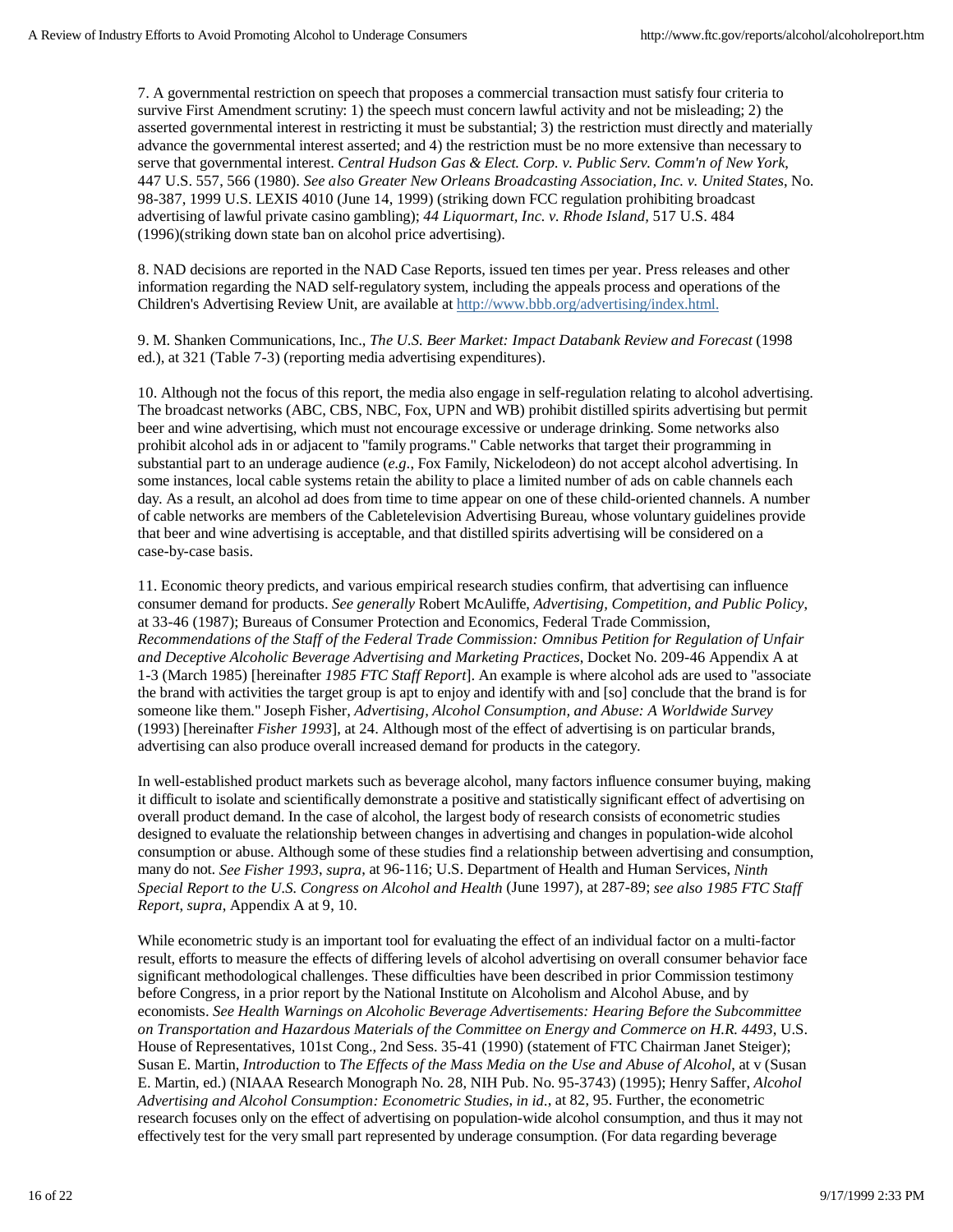7. A governmental restriction on speech that proposes a commercial transaction must satisfy four criteria to survive First Amendment scrutiny: 1) the speech must concern lawful activity and not be misleading; 2) the asserted governmental interest in restricting it must be substantial; 3) the restriction must directly and materially advance the governmental interest asserted; and 4) the restriction must be no more extensive than necessary to serve that governmental interest. *Central Hudson Gas & Elect. Corp. v. Public Serv. Comm'n of New York*, 447 U.S. 557, 566 (1980). *See also Greater New Orleans Broadcasting Association, Inc. v. United States*, No. 98-387, 1999 U.S. LEXIS 4010 (June 14, 1999) (striking down FCC regulation prohibiting broadcast advertising of lawful private casino gambling); *44 Liquormart, Inc. v. Rhode Island*, 517 U.S. 484 (1996)(striking down state ban on alcohol price advertising).

8. NAD decisions are reported in the NAD Case Reports, issued ten times per year. Press releases and other information regarding the NAD self-regulatory system, including the appeals process and operations of the Children's Advertising Review Unit, are available at http://www.bbb.org/advertising/index.html.

9. M. Shanken Communications, Inc., *The U.S. Beer Market: Impact Databank Review and Forecast* (1998 ed.), at 321 (Table 7-3) (reporting media advertising expenditures).

10. Although not the focus of this report, the media also engage in self-regulation relating to alcohol advertising. The broadcast networks (ABC, CBS, NBC, Fox, UPN and WB) prohibit distilled spirits advertising but permit beer and wine advertising, which must not encourage excessive or underage drinking. Some networks also prohibit alcohol ads in or adjacent to "family programs." Cable networks that target their programming in substantial part to an underage audience (*e.g.*, Fox Family, Nickelodeon) do not accept alcohol advertising. In some instances, local cable systems retain the ability to place a limited number of ads on cable channels each day. As a result, an alcohol ad does from time to time appear on one of these child-oriented channels. A number of cable networks are members of the Cabletelevision Advertising Bureau, whose voluntary guidelines provide that beer and wine advertising is acceptable, and that distilled spirits advertising will be considered on a case-by-case basis.

11. Economic theory predicts, and various empirical research studies confirm, that advertising can influence consumer demand for products. *See generally* Robert McAuliffe, *Advertising, Competition, and Public Policy*, at 33-46 (1987); Bureaus of Consumer Protection and Economics, Federal Trade Commission, *Recommendations of the Staff of the Federal Trade Commission: Omnibus Petition for Regulation of Unfair and Deceptive Alcoholic Beverage Advertising and Marketing Practices*, Docket No. 209-46 Appendix A at 1-3 (March 1985) [hereinafter *1985 FTC Staff Report*]. An example is where alcohol ads are used to "associate the brand with activities the target group is apt to enjoy and identify with and [so] conclude that the brand is for someone like them." Joseph Fisher, *Advertising, Alcohol Consumption, and Abuse: A Worldwide Survey* (1993) [hereinafter *Fisher 1993*], at 24. Although most of the effect of advertising is on particular brands, advertising can also produce overall increased demand for products in the category.

In well-established product markets such as beverage alcohol, many factors influence consumer buying, making it difficult to isolate and scientifically demonstrate a positive and statistically significant effect of advertising on overall product demand. In the case of alcohol, the largest body of research consists of econometric studies designed to evaluate the relationship between changes in advertising and changes in population-wide alcohol consumption or abuse. Although some of these studies find a relationship between advertising and consumption, many do not. *See Fisher 1993, supra*, at 96-116; U.S. Department of Health and Human Services, *Ninth Special Report to the U.S. Congress on Alcohol and Health* (June 1997), at 287-89; *see also 1985 FTC Staff Report, supra*, Appendix A at 9, 10.

While econometric study is an important tool for evaluating the effect of an individual factor on a multi-factor result, efforts to measure the effects of differing levels of alcohol advertising on overall consumer behavior face significant methodological challenges. These difficulties have been described in prior Commission testimony before Congress, in a prior report by the National Institute on Alcoholism and Alcohol Abuse, and by economists. *See Health Warnings on Alcoholic Beverage Advertisements: Hearing Before the Subcommittee on Transportation and Hazardous Materials of the Committee on Energy and Commerce on H.R. 4493*, U.S. House of Representatives, 101st Cong., 2nd Sess. 35-41 (1990) (statement of FTC Chairman Janet Steiger); Susan E. Martin, *Introduction* to *The Effects of the Mass Media on the Use and Abuse of Alcohol*, at v (Susan E. Martin, ed.) (NIAAA Research Monograph No. 28, NIH Pub. No. 95-3743) (1995); Henry Saffer, *Alcohol Advertising and Alcohol Consumption: Econometric Studies, in id.*, at 82, 95. Further, the econometric research focuses only on the effect of advertising on population-wide alcohol consumption, and thus it may not effectively test for the very small part represented by underage consumption. (For data regarding beverage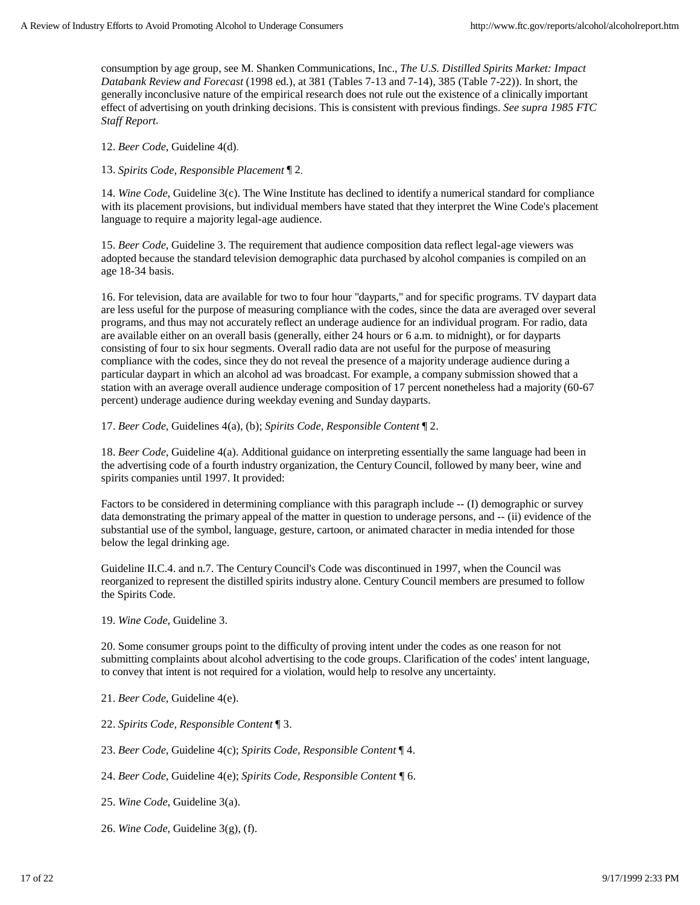consumption by age group, see M. Shanken Communications, Inc., *The U.S. Distilled Spirits Market: Impact Databank Review and Forecast* (1998 ed.), at 381 (Tables 7-13 and 7-14), 385 (Table 7-22)). In short, the generally inconclusive nature of the empirical research does not rule out the existence of a clinically important effect of advertising on youth drinking decisions. This is consistent with previous findings. *See supra 1985 FTC Staff Report*.

12. *Beer Code*, Guideline 4(d).

13. *Spirits Code, Responsible Placement* ¶ 2.

14. *Wine Code,* Guideline 3(c). The Wine Institute has declined to identify a numerical standard for compliance with its placement provisions, but individual members have stated that they interpret the Wine Code's placement language to require a majority legal-age audience.

15. *Beer Code*, Guideline 3. The requirement that audience composition data reflect legal-age viewers was adopted because the standard television demographic data purchased by alcohol companies is compiled on an age 18-34 basis.

16. For television, data are available for two to four hour "dayparts," and for specific programs. TV daypart data are less useful for the purpose of measuring compliance with the codes, since the data are averaged over several programs, and thus may not accurately reflect an underage audience for an individual program. For radio, data are available either on an overall basis (generally, either 24 hours or 6 a.m. to midnight), or for dayparts consisting of four to six hour segments. Overall radio data are not useful for the purpose of measuring compliance with the codes, since they do not reveal the presence of a majority underage audience during a particular daypart in which an alcohol ad was broadcast. For example, a company submission showed that a station with an average overall audience underage composition of 17 percent nonetheless had a majority (60-67 percent) underage audience during weekday evening and Sunday dayparts.

17. *Beer Code,* Guidelines 4(a), (b); *Spirits Code, Responsible Content* ¶ 2.

18. *Beer Code*, Guideline 4(a). Additional guidance on interpreting essentially the same language had been in the advertising code of a fourth industry organization, the Century Council, followed by many beer, wine and spirits companies until 1997. It provided:

Factors to be considered in determining compliance with this paragraph include -- (I) demographic or survey data demonstrating the primary appeal of the matter in question to underage persons, and -- (ii) evidence of the substantial use of the symbol, language, gesture, cartoon, or animated character in media intended for those below the legal drinking age.

Guideline II.C.4. and n.7. The Century Council's Code was discontinued in 1997, when the Council was reorganized to represent the distilled spirits industry alone. Century Council members are presumed to follow the Spirits Code.

19. *Wine Code,* Guideline 3.

20. Some consumer groups point to the difficulty of proving intent under the codes as one reason for not submitting complaints about alcohol advertising to the code groups. Clarification of the codes' intent language, to convey that intent is not required for a violation, would help to resolve any uncertainty.

21. *Beer Code*, Guideline 4(e).

22. *Spirits Code, Responsible Content* ¶ 3.

23. *Beer Code,* Guideline 4(c); *Spirits Code, Responsible Content* ¶ 4.

24. *Beer Code,* Guideline 4(e); *Spirits Code, Responsible Content ¶* 6.

25. *Wine Code,* Guideline 3(a).

26. *Wine Code,* Guideline 3(g), (f).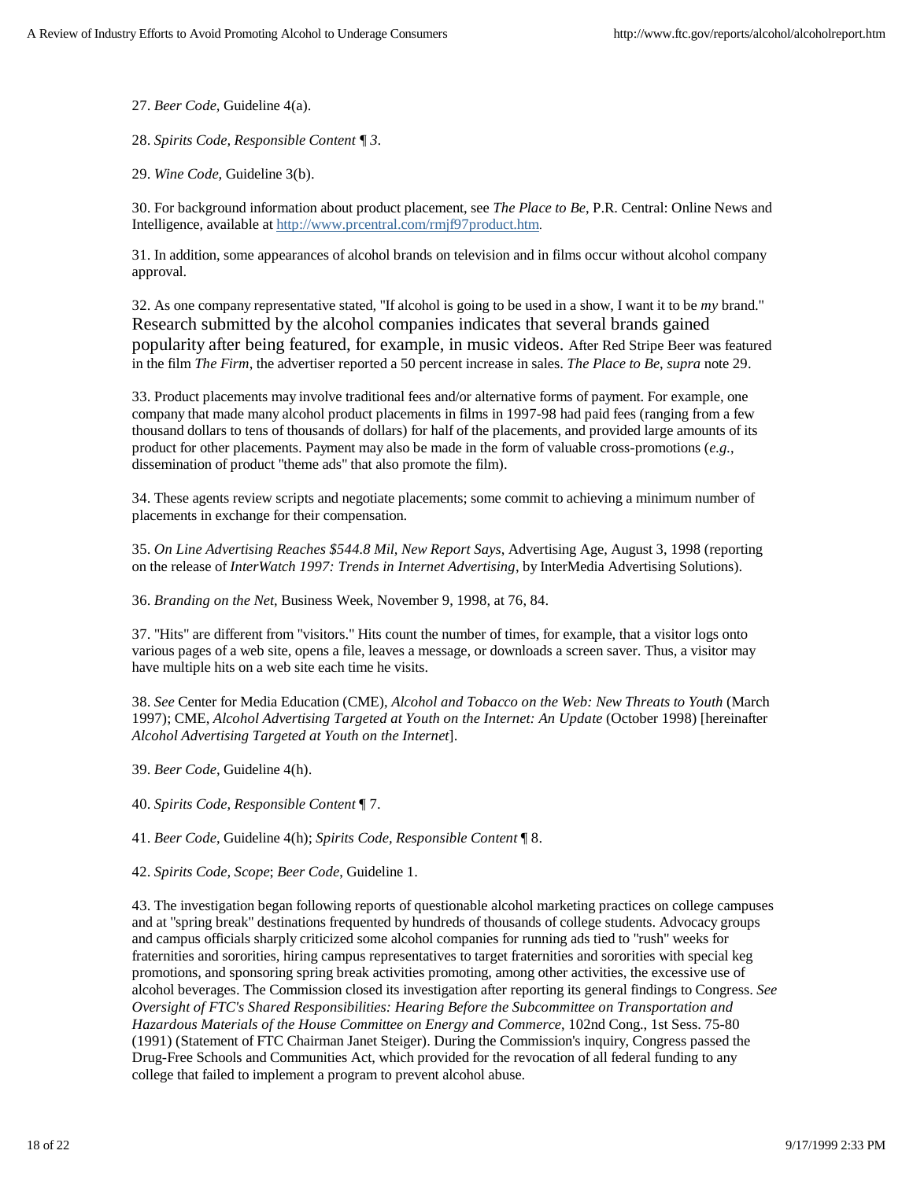27. *Beer Code,* Guideline 4(a).

28. *Spirits Code, Responsible Content ¶ 3*.

29. *Wine Code,* Guideline 3(b).

30. For background information about product placement, see *The Place to Be*, P.R. Central: Online News and Intelligence, available at http://www.prcentral.com/rmjf97product.htm.

31. In addition, some appearances of alcohol brands on television and in films occur without alcohol company approval.

32. As one company representative stated, "If alcohol is going to be used in a show, I want it to be *my* brand." Research submitted by the alcohol companies indicates that several brands gained popularity after being featured, for example, in music videos. After Red Stripe Beer was featured in the film *The Firm*, the advertiser reported a 50 percent increase in sales. *The Place to Be, supra* note 29.

33. Product placements may involve traditional fees and/or alternative forms of payment. For example, one company that made many alcohol product placements in films in 1997-98 had paid fees (ranging from a few thousand dollars to tens of thousands of dollars) for half of the placements, and provided large amounts of its product for other placements. Payment may also be made in the form of valuable cross-promotions (*e.g.*, dissemination of product "theme ads" that also promote the film).

34. These agents review scripts and negotiate placements; some commit to achieving a minimum number of placements in exchange for their compensation.

35. *On Line Advertising Reaches $544.8 Mil, New Report Says*, Advertising Age, August 3, 1998 (reporting on the release of *InterWatch 1997: Trends in Internet Advertising*, by InterMedia Advertising Solutions).

36. *Branding on the Net*, Business Week, November 9, 1998, at 76, 84.

37. "Hits" are different from "visitors." Hits count the number of times, for example, that a visitor logs onto various pages of a web site, opens a file, leaves a message, or downloads a screen saver. Thus, a visitor may have multiple hits on a web site each time he visits.

38. *See* Center for Media Education (CME), *Alcohol and Tobacco on the Web: New Threats to Youth* (March 1997); CME, *Alcohol Advertising Targeted at Youth on the Internet: An Update* (October 1998) [hereinafter *Alcohol Advertising Targeted at Youth on the Internet*].

39. *Beer Code*, Guideline 4(h).

40. *Spirits Code, Responsible Content* ¶ 7.

41. *Beer Code*, Guideline 4(h); *Spirits Code, Responsible Content* ¶ 8.

42. *Spirits Code, Scope*; *Beer Code,* Guideline 1.

43. The investigation began following reports of questionable alcohol marketing practices on college campuses and at "spring break" destinations frequented by hundreds of thousands of college students. Advocacy groups and campus officials sharply criticized some alcohol companies for running ads tied to "rush" weeks for fraternities and sororities, hiring campus representatives to target fraternities and sororities with special keg promotions, and sponsoring spring break activities promoting, among other activities, the excessive use of alcohol beverages. The Commission closed its investigation after reporting its general findings to Congress. *See Oversight of FTC's Shared Responsibilities: Hearing Before the Subcommittee on Transportation and Hazardous Materials of the House Committee on Energy and Commerce*, 102nd Cong., 1st Sess. 75-80 (1991) (Statement of FTC Chairman Janet Steiger). During the Commission's inquiry, Congress passed the Drug-Free Schools and Communities Act, which provided for the revocation of all federal funding to any college that failed to implement a program to prevent alcohol abuse.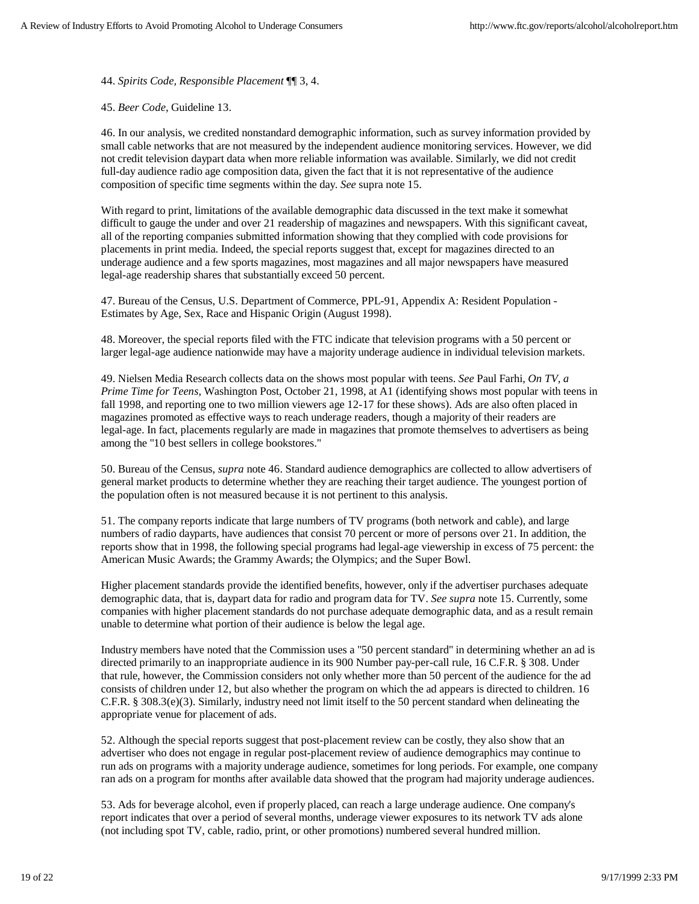44. *Spirits Code, Responsible Placement* ¶¶ 3, 4.

45. *Beer Code*, Guideline 13.

46. In our analysis, we credited nonstandard demographic information, such as survey information provided by small cable networks that are not measured by the independent audience monitoring services. However, we did not credit television daypart data when more reliable information was available. Similarly, we did not credit full-day audience radio age composition data, given the fact that it is not representative of the audience composition of specific time segments within the day. *See* supra note 15.

With regard to print, limitations of the available demographic data discussed in the text make it somewhat difficult to gauge the under and over 21 readership of magazines and newspapers. With this significant caveat, all of the reporting companies submitted information showing that they complied with code provisions for placements in print media. Indeed, the special reports suggest that, except for magazines directed to an underage audience and a few sports magazines, most magazines and all major newspapers have measured legal-age readership shares that substantially exceed 50 percent.

47. Bureau of the Census, U.S. Department of Commerce, PPL-91, Appendix A: Resident Population - Estimates by Age, Sex, Race and Hispanic Origin (August 1998).

48. Moreover, the special reports filed with the FTC indicate that television programs with a 50 percent or larger legal-age audience nationwide may have a majority underage audience in individual television markets.

49. Nielsen Media Research collects data on the shows most popular with teens. *See* Paul Farhi, *On TV, a Prime Time for Teens*, Washington Post, October 21, 1998, at A1 (identifying shows most popular with teens in fall 1998, and reporting one to two million viewers age 12-17 for these shows). Ads are also often placed in magazines promoted as effective ways to reach underage readers, though a majority of their readers are legal-age. In fact, placements regularly are made in magazines that promote themselves to advertisers as being among the "10 best sellers in college bookstores."

50. Bureau of the Census, *supra* note 46. Standard audience demographics are collected to allow advertisers of general market products to determine whether they are reaching their target audience. The youngest portion of the population often is not measured because it is not pertinent to this analysis.

51. The company reports indicate that large numbers of TV programs (both network and cable), and large numbers of radio dayparts, have audiences that consist 70 percent or more of persons over 21. In addition, the reports show that in 1998, the following special programs had legal-age viewership in excess of 75 percent: the American Music Awards; the Grammy Awards; the Olympics; and the Super Bowl.

Higher placement standards provide the identified benefits, however, only if the advertiser purchases adequate demographic data, that is, daypart data for radio and program data for TV. *See supra* note 15. Currently, some companies with higher placement standards do not purchase adequate demographic data, and as a result remain unable to determine what portion of their audience is below the legal age.

Industry members have noted that the Commission uses a "50 percent standard" in determining whether an ad is directed primarily to an inappropriate audience in its 900 Number pay-per-call rule, 16 C.F.R. § 308. Under that rule, however, the Commission considers not only whether more than 50 percent of the audience for the ad consists of children under 12, but also whether the program on which the ad appears is directed to children. 16 C.F.R. § 308.3(e)(3). Similarly, industry need not limit itself to the 50 percent standard when delineating the appropriate venue for placement of ads.

52. Although the special reports suggest that post-placement review can be costly, they also show that an advertiser who does not engage in regular post-placement review of audience demographics may continue to run ads on programs with a majority underage audience, sometimes for long periods. For example, one company ran ads on a program for months after available data showed that the program had majority underage audiences.

53. Ads for beverage alcohol, even if properly placed, can reach a large underage audience. One company's report indicates that over a period of several months, underage viewer exposures to its network TV ads alone (not including spot TV, cable, radio, print, or other promotions) numbered several hundred million.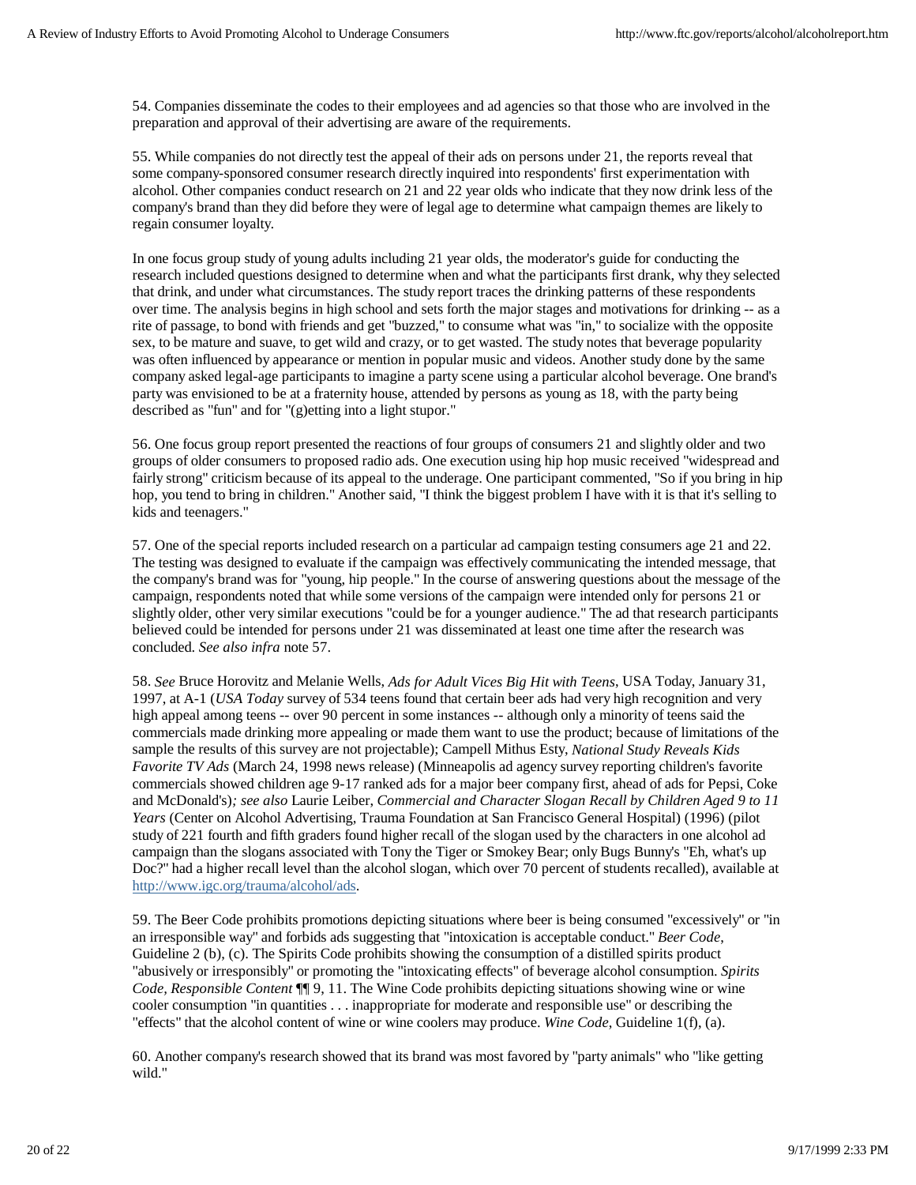54. Companies disseminate the codes to their employees and ad agencies so that those who are involved in the preparation and approval of their advertising are aware of the requirements.

55. While companies do not directly test the appeal of their ads on persons under 21, the reports reveal that some company-sponsored consumer research directly inquired into respondents' first experimentation with alcohol. Other companies conduct research on 21 and 22 year olds who indicate that they now drink less of the company's brand than they did before they were of legal age to determine what campaign themes are likely to regain consumer loyalty.

In one focus group study of young adults including 21 year olds, the moderator's guide for conducting the research included questions designed to determine when and what the participants first drank, why they selected that drink, and under what circumstances. The study report traces the drinking patterns of these respondents over time. The analysis begins in high school and sets forth the major stages and motivations for drinking -- as a rite of passage, to bond with friends and get "buzzed," to consume what was "in," to socialize with the opposite sex, to be mature and suave, to get wild and crazy, or to get wasted. The study notes that beverage popularity was often influenced by appearance or mention in popular music and videos. Another study done by the same company asked legal-age participants to imagine a party scene using a particular alcohol beverage. One brand's party was envisioned to be at a fraternity house, attended by persons as young as 18, with the party being described as "fun" and for "(g)etting into a light stupor."

56. One focus group report presented the reactions of four groups of consumers 21 and slightly older and two groups of older consumers to proposed radio ads. One execution using hip hop music received "widespread and fairly strong" criticism because of its appeal to the underage. One participant commented, "So if you bring in hip hop, you tend to bring in children." Another said, "I think the biggest problem I have with it is that it's selling to kids and teenagers."

57. One of the special reports included research on a particular ad campaign testing consumers age 21 and 22. The testing was designed to evaluate if the campaign was effectively communicating the intended message, that the company's brand was for "young, hip people." In the course of answering questions about the message of the campaign, respondents noted that while some versions of the campaign were intended only for persons 21 or slightly older, other very similar executions "could be for a younger audience." The ad that research participants believed could be intended for persons under 21 was disseminated at least one time after the research was concluded. *See also infra* note 57.

58. *See* Bruce Horovitz and Melanie Wells, *Ads for Adult Vices Big Hit with Teens*, USA Today, January 31, 1997, at A-1 (*USA Today* survey of 534 teens found that certain beer ads had very high recognition and very high appeal among teens -- over 90 percent in some instances -- although only a minority of teens said the commercials made drinking more appealing or made them want to use the product; because of limitations of the sample the results of this survey are not projectable); Campell Mithus Esty, *National Study Reveals Kids Favorite TV Ads* (March 24, 1998 news release) (Minneapolis ad agency survey reporting children's favorite commercials showed children age 9-17 ranked ads for a major beer company first, ahead of ads for Pepsi, Coke and McDonald's)*; see also* Laurie Leiber, *Commercial and Character Slogan Recall by Children Aged 9 to 11 Years* (Center on Alcohol Advertising, Trauma Foundation at San Francisco General Hospital) (1996) (pilot study of 221 fourth and fifth graders found higher recall of the slogan used by the characters in one alcohol ad campaign than the slogans associated with Tony the Tiger or Smokey Bear; only Bugs Bunny's "Eh, what's up Doc?" had a higher recall level than the alcohol slogan, which over 70 percent of students recalled), available at http://www.igc.org/trauma/alcohol/ads.

59. The Beer Code prohibits promotions depicting situations where beer is being consumed "excessively" or "in an irresponsible way" and forbids ads suggesting that "intoxication is acceptable conduct." *Beer Code*, Guideline 2 (b), (c). The Spirits Code prohibits showing the consumption of a distilled spirits product "abusively or irresponsibly" or promoting the "intoxicating effects" of beverage alcohol consumption. *Spirits Code, Responsible Content* ¶¶ 9, 11. The Wine Code prohibits depicting situations showing wine or wine cooler consumption "in quantities . . . inappropriate for moderate and responsible use" or describing the "effects" that the alcohol content of wine or wine coolers may produce. *Wine Code*, Guideline 1(f), (a).

60. Another company's research showed that its brand was most favored by "party animals" who "like getting wild."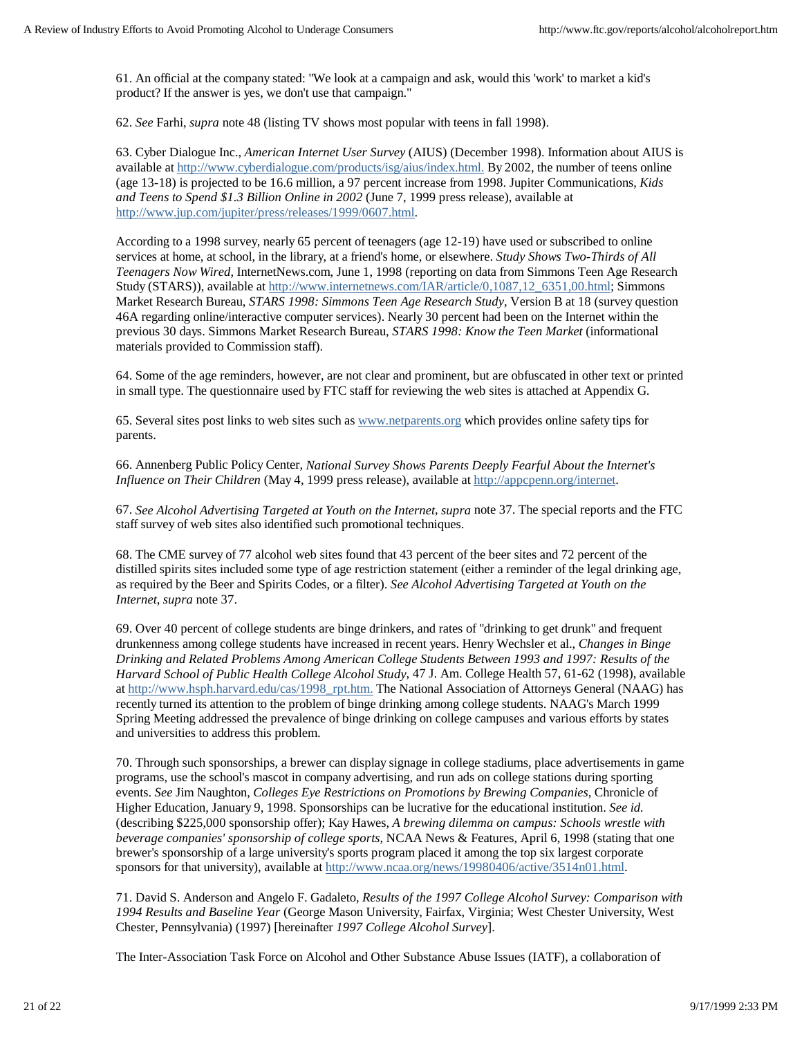61. An official at the company stated: "We look at a campaign and ask, would this 'work' to market a kid's product? If the answer is yes, we don't use that campaign."

62. *See* Farhi, *supra* note 48 (listing TV shows most popular with teens in fall 1998).

63. Cyber Dialogue Inc., *American Internet User Survey* (AIUS) (December 1998). Information about AIUS is available at http://www.cyberdialogue.com/products/isg/aius/index.html. By 2002, the number of teens online (age 13-18) is projected to be 16.6 million, a 97 percent increase from 1998. Jupiter Communications, *Kids and Teens to Spend $1.3 Billion Online in 2002* (June 7, 1999 press release), available at http://www.jup.com/jupiter/press/releases/1999/0607.html.

According to a 1998 survey, nearly 65 percent of teenagers (age 12-19) have used or subscribed to online services at home, at school, in the library, at a friend's home, or elsewhere. *Study Shows Two-Thirds of All Teenagers Now Wired*, InternetNews.com, June 1, 1998 (reporting on data from Simmons Teen Age Research Study (STARS)), available at http://www.internetnews.com/IAR/article/0,1087,12_6351,00.html; Simmons Market Research Bureau, *STARS 1998: Simmons Teen Age Research Study*, Version B at 18 (survey question 46A regarding online/interactive computer services). Nearly 30 percent had been on the Internet within the previous 30 days. Simmons Market Research Bureau, *STARS 1998: Know the Teen Market* (informational materials provided to Commission staff).

64. Some of the age reminders, however, are not clear and prominent, but are obfuscated in other text or printed in small type. The questionnaire used by FTC staff for reviewing the web sites is attached at Appendix G.

65. Several sites post links to web sites such as www.netparents.org which provides online safety tips for parents.

66. Annenberg Public Policy Center, *National Survey Shows Parents Deeply Fearful About the Internet's Influence on Their Children* (May 4, 1999 press release), available at http://appcpenn.org/internet.

67. *See Alcohol Advertising Targeted at Youth on the Internet, supra* note 37. The special reports and the FTC staff survey of web sites also identified such promotional techniques.

68. The CME survey of 77 alcohol web sites found that 43 percent of the beer sites and 72 percent of the distilled spirits sites included some type of age restriction statement (either a reminder of the legal drinking age, as required by the Beer and Spirits Codes, or a filter). *See Alcohol Advertising Targeted at Youth on the Internet, supra* note 37.

69. Over 40 percent of college students are binge drinkers, and rates of "drinking to get drunk" and frequent drunkenness among college students have increased in recent years. Henry Wechsler et al., *Changes in Binge Drinking and Related Problems Among American College Students Between 1993 and 1997: Results of the Harvard School of Public Health College Alcohol Study*, 47 J. Am. College Health 57, 61-62 (1998), available at http://www.hsph.harvard.edu/cas/1998_rpt.htm. The National Association of Attorneys General (NAAG) has recently turned its attention to the problem of binge drinking among college students. NAAG's March 1999 Spring Meeting addressed the prevalence of binge drinking on college campuses and various efforts by states and universities to address this problem.

70. Through such sponsorships, a brewer can display signage in college stadiums, place advertisements in game programs, use the school's mascot in company advertising, and run ads on college stations during sporting events. *See* Jim Naughton, *Colleges Eye Restrictions on Promotions by Brewing Companies*, Chronicle of Higher Education, January 9, 1998. Sponsorships can be lucrative for the educational institution. *See id.* (describing $225,000 sponsorship offer); Kay Hawes, *A brewing dilemma on campus: Schools wrestle with beverage companies' sponsorship of college sports*, NCAA News & Features, April 6, 1998 (stating that one brewer's sponsorship of a large university's sports program placed it among the top six largest corporate sponsors for that university), available at http://www.ncaa.org/news/19980406/active/3514n01.html.

71. David S. Anderson and Angelo F. Gadaleto, *Results of the 1997 College Alcohol Survey: Comparison with 1994 Results and Baseline Year* (George Mason University, Fairfax, Virginia; West Chester University, West Chester, Pennsylvania) (1997) [hereinafter *1997 College Alcohol Survey*].

The Inter-Association Task Force on Alcohol and Other Substance Abuse Issues (IATF), a collaboration of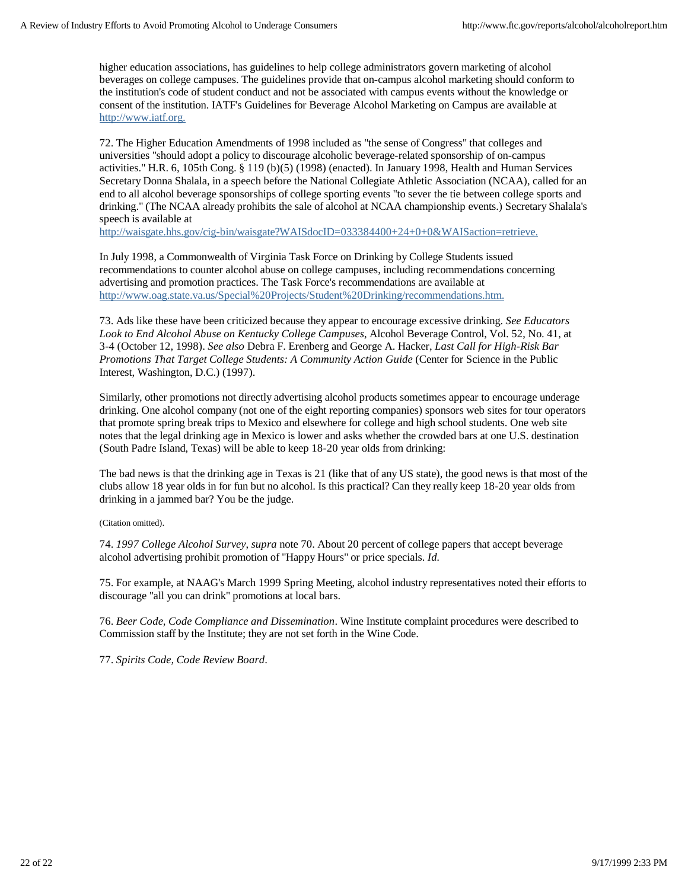higher education associations, has guidelines to help college administrators govern marketing of alcohol beverages on college campuses. The guidelines provide that on-campus alcohol marketing should conform to the institution's code of student conduct and not be associated with campus events without the knowledge or consent of the institution. IATF's Guidelines for Beverage Alcohol Marketing on Campus are available at http://www.iatf.org.

72. The Higher Education Amendments of 1998 included as "the sense of Congress" that colleges and universities "should adopt a policy to discourage alcoholic beverage-related sponsorship of on-campus activities." H.R. 6, 105th Cong. § 119 (b)(5) (1998) (enacted). In January 1998, Health and Human Services Secretary Donna Shalala, in a speech before the National Collegiate Athletic Association (NCAA), called for an end to all alcohol beverage sponsorships of college sporting events "to sever the tie between college sports and drinking." (The NCAA already prohibits the sale of alcohol at NCAA championship events.) Secretary Shalala's speech is available at http://waisgate.hhs.gov/cig-bin/waisgate?WAISdocID=033384400+24+0+0&WAISaction=retrieve.

In July 1998, a Commonwealth of Virginia Task Force on Drinking by College Students issued recommendations to counter alcohol abuse on college campuses, including recommendations concerning advertising and promotion practices. The Task Force's recommendations are available at http://www.oag.state.va.us/Special%20Projects/Student%20Drinking/recommendations.htm.

73. Ads like these have been criticized because they appear to encourage excessive drinking. *See Educators Look to End Alcohol Abuse on Kentucky College Campuses*, Alcohol Beverage Control, Vol. 52, No. 41, at 3-4 (October 12, 1998). *See also* Debra F. Erenberg and George A. Hacker, *Last Call for High-Risk Bar Promotions That Target College Students: A Community Action Guide* (Center for Science in the Public Interest, Washington, D.C.) (1997).

Similarly, other promotions not directly advertising alcohol products sometimes appear to encourage underage drinking. One alcohol company (not one of the eight reporting companies) sponsors web sites for tour operators that promote spring break trips to Mexico and elsewhere for college and high school students. One web site notes that the legal drinking age in Mexico is lower and asks whether the crowded bars at one U.S. destination (South Padre Island, Texas) will be able to keep 18-20 year olds from drinking:

The bad news is that the drinking age in Texas is 21 (like that of any US state), the good news is that most of the clubs allow 18 year olds in for fun but no alcohol. Is this practical? Can they really keep 18-20 year olds from drinking in a jammed bar? You be the judge.

(Citation omitted).

74. *1997 College Alcohol Survey*, *supra* note 70. About 20 percent of college papers that accept beverage alcohol advertising prohibit promotion of "Happy Hours" or price specials. *Id.*

75. For example, at NAAG's March 1999 Spring Meeting, alcohol industry representatives noted their efforts to discourage "all you can drink" promotions at local bars.

76. *Beer Code, Code Compliance and Dissemination*. Wine Institute complaint procedures were described to Commission staff by the Institute; they are not set forth in the Wine Code.

77. *Spirits Code, Code Review Board*.